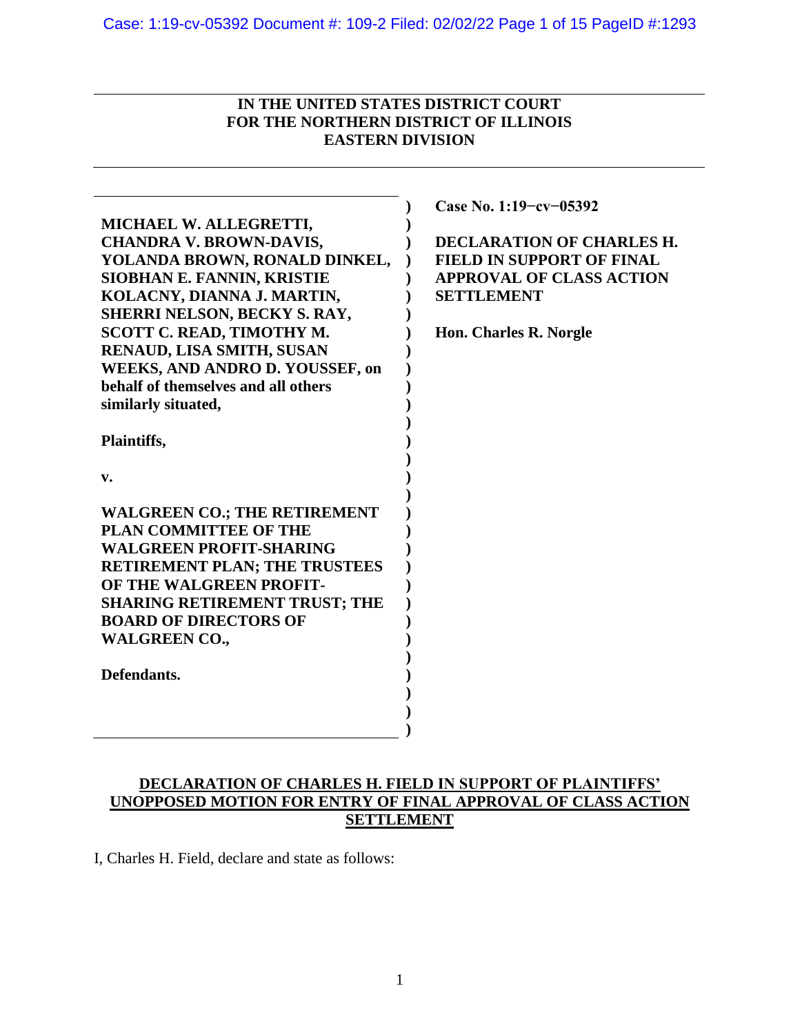**IN THE UNITED STATES DISTRICT COURT**
**FOR THE NORTHERN DISTRICT OF ILLINOIS**
**EASTERN DIVISION**

| | |
|---|---|
| **MICHAEL W. ALLEGRETTI, CHANDRA V. BROWN-DAVIS, YOLANDA BROWN, RONALD DINKEL, SIOBHAN E. FANNIN, KRISTIE KOLACNY, DIANNA J. MARTIN, SHERRI NELSON, BECKY S. RAY, SCOTT C. READ, TIMOTHY M. RENAUD, LISA SMITH, SUSAN WEEKS, AND ANDRO D. YOUSSEF, on behalf of themselves and all others similarly situated,**<br><br>**Plaintiffs,**<br><br>**v.**<br><br>**WALGREEN CO.; THE RETIREMENT PLAN COMMITTEE OF THE WALGREEN PROFIT-SHARING RETIREMENT PLAN; THE TRUSTEES OF THE WALGREEN PROFIT-SHARING RETIREMENT TRUST; THE BOARD OF DIRECTORS OF WALGREEN CO.,**<br><br>**Defendants.** | **Case No. 1:19−cv−05392**<br><br>**DECLARATION OF CHARLES H. FIELD IN SUPPORT OF FINAL APPROVAL OF CLASS ACTION SETTLEMENT**<br><br>**Hon. Charles R. Norgle** |

**DECLARATION OF CHARLES H. FIELD IN SUPPORT OF PLAINTIFFS' UNOPPOSED MOTION FOR ENTRY OF FINAL APPROVAL OF CLASS ACTION SETTLEMENT**

I, Charles H. Field, declare and state as follows: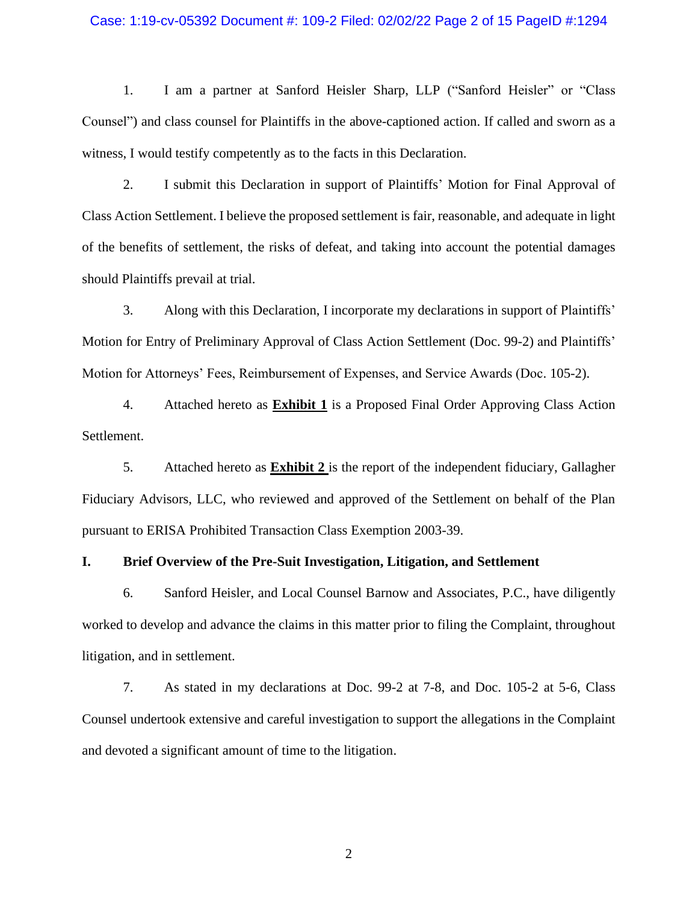1. I am a partner at Sanford Heisler Sharp, LLP ("Sanford Heisler" or "Class Counsel") and class counsel for Plaintiffs in the above-captioned action. If called and sworn as a witness, I would testify competently as to the facts in this Declaration.

2. I submit this Declaration in support of Plaintiffs' Motion for Final Approval of Class Action Settlement. I believe the proposed settlement is fair, reasonable, and adequate in light of the benefits of settlement, the risks of defeat, and taking into account the potential damages should Plaintiffs prevail at trial.

3. Along with this Declaration, I incorporate my declarations in support of Plaintiffs' Motion for Entry of Preliminary Approval of Class Action Settlement (Doc. 99-2) and Plaintiffs' Motion for Attorneys' Fees, Reimbursement of Expenses, and Service Awards (Doc. 105-2).

4. Attached hereto as **Exhibit 1** is a Proposed Final Order Approving Class Action Settlement.

5. Attached hereto as **Exhibit 2** is the report of the independent fiduciary, Gallagher Fiduciary Advisors, LLC, who reviewed and approved of the Settlement on behalf of the Plan pursuant to ERISA Prohibited Transaction Class Exemption 2003-39.

## I. Brief Overview of the Pre-Suit Investigation, Litigation, and Settlement

6. Sanford Heisler, and Local Counsel Barnow and Associates, P.C., have diligently worked to develop and advance the claims in this matter prior to filing the Complaint, throughout litigation, and in settlement.

7. As stated in my declarations at Doc. 99-2 at 7-8, and Doc. 105-2 at 5-6, Class Counsel undertook extensive and careful investigation to support the allegations in the Complaint and devoted a significant amount of time to the litigation.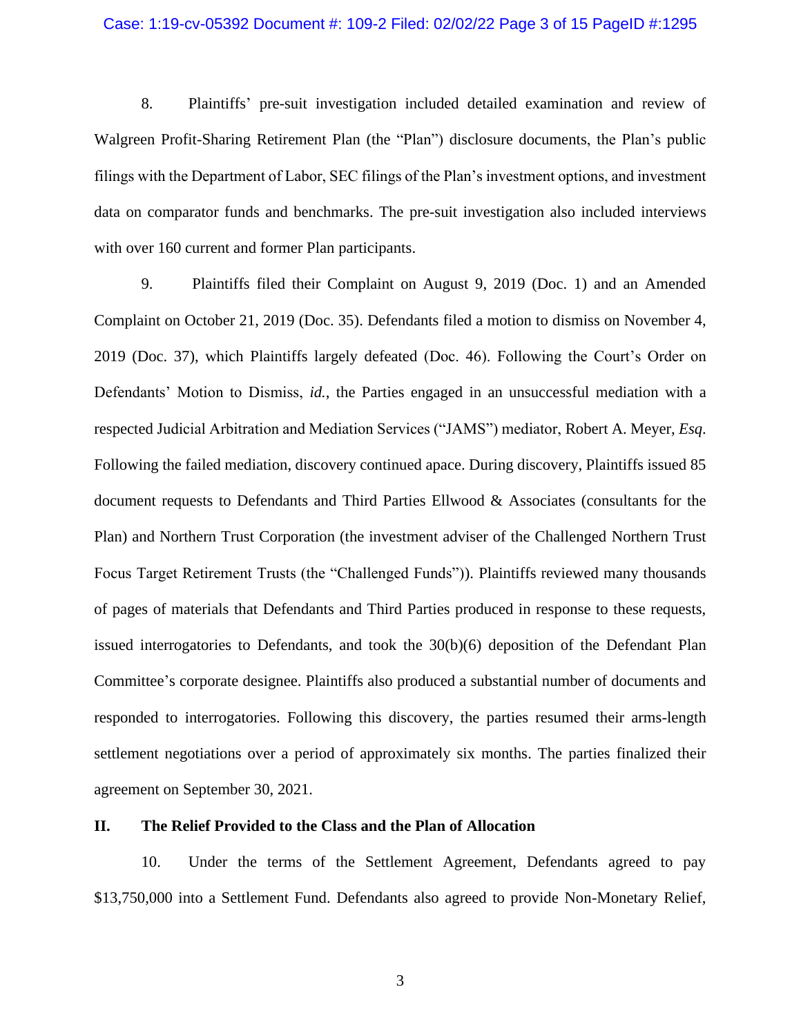8. Plaintiffs' pre-suit investigation included detailed examination and review of Walgreen Profit-Sharing Retirement Plan (the "Plan") disclosure documents, the Plan's public filings with the Department of Labor, SEC filings of the Plan's investment options, and investment data on comparator funds and benchmarks. The pre-suit investigation also included interviews with over 160 current and former Plan participants.

9. Plaintiffs filed their Complaint on August 9, 2019 (Doc. 1) and an Amended Complaint on October 21, 2019 (Doc. 35). Defendants filed a motion to dismiss on November 4, 2019 (Doc. 37), which Plaintiffs largely defeated (Doc. 46). Following the Court's Order on Defendants' Motion to Dismiss, *id.*, the Parties engaged in an unsuccessful mediation with a respected Judicial Arbitration and Mediation Services ("JAMS") mediator, Robert A. Meyer, *Esq*. Following the failed mediation, discovery continued apace. During discovery, Plaintiffs issued 85 document requests to Defendants and Third Parties Ellwood & Associates (consultants for the Plan) and Northern Trust Corporation (the investment adviser of the Challenged Northern Trust Focus Target Retirement Trusts (the "Challenged Funds")). Plaintiffs reviewed many thousands of pages of materials that Defendants and Third Parties produced in response to these requests, issued interrogatories to Defendants, and took the 30(b)(6) deposition of the Defendant Plan Committee's corporate designee. Plaintiffs also produced a substantial number of documents and responded to interrogatories. Following this discovery, the parties resumed their arms-length settlement negotiations over a period of approximately six months. The parties finalized their agreement on September 30, 2021.

## II. The Relief Provided to the Class and the Plan of Allocation

10. Under the terms of the Settlement Agreement, Defendants agreed to pay $13,750,000 into a Settlement Fund. Defendants also agreed to provide Non-Monetary Relief,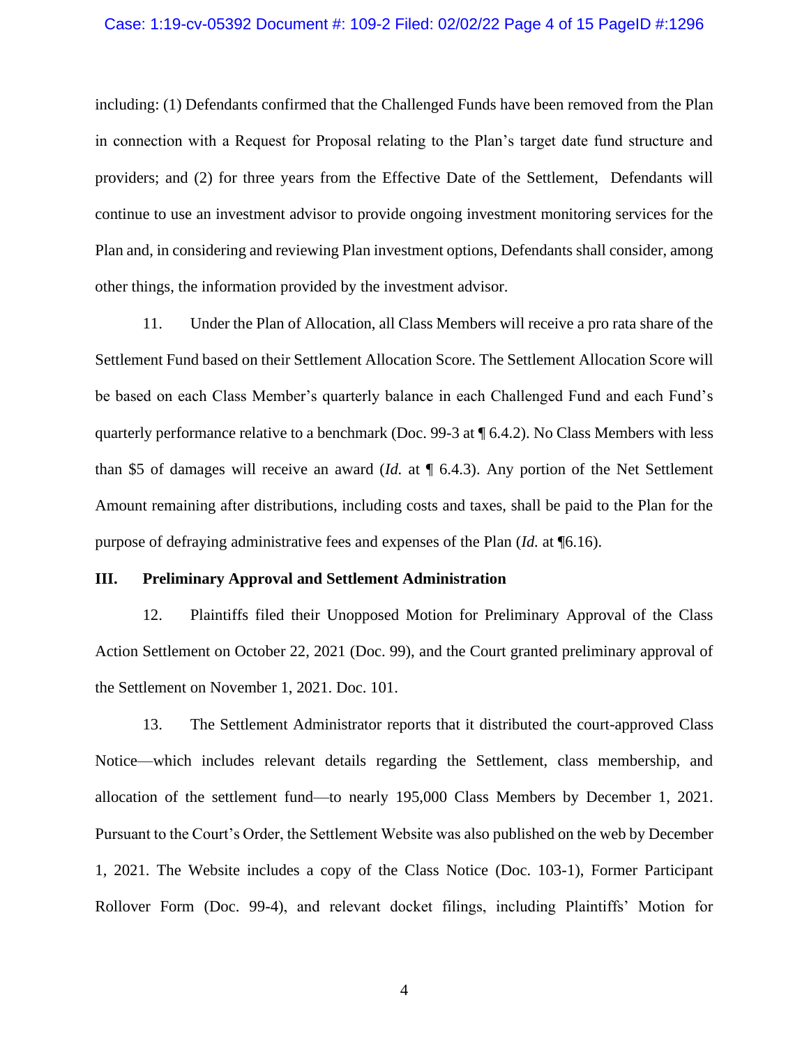including: (1) Defendants confirmed that the Challenged Funds have been removed from the Plan in connection with a Request for Proposal relating to the Plan's target date fund structure and providers; and (2) for three years from the Effective Date of the Settlement, Defendants will continue to use an investment advisor to provide ongoing investment monitoring services for the Plan and, in considering and reviewing Plan investment options, Defendants shall consider, among other things, the information provided by the investment advisor.

11. Under the Plan of Allocation, all Class Members will receive a pro rata share of the Settlement Fund based on their Settlement Allocation Score. The Settlement Allocation Score will be based on each Class Member's quarterly balance in each Challenged Fund and each Fund's quarterly performance relative to a benchmark (Doc. 99-3 at ¶ 6.4.2). No Class Members with less than $5 of damages will receive an award (*Id.* at ¶ 6.4.3). Any portion of the Net Settlement Amount remaining after distributions, including costs and taxes, shall be paid to the Plan for the purpose of defraying administrative fees and expenses of the Plan (*Id.* at ¶6.16).

### III. Preliminary Approval and Settlement Administration

12. Plaintiffs filed their Unopposed Motion for Preliminary Approval of the Class Action Settlement on October 22, 2021 (Doc. 99), and the Court granted preliminary approval of the Settlement on November 1, 2021. Doc. 101.

13. The Settlement Administrator reports that it distributed the court-approved Class Notice—which includes relevant details regarding the Settlement, class membership, and allocation of the settlement fund—to nearly 195,000 Class Members by December 1, 2021. Pursuant to the Court's Order, the Settlement Website was also published on the web by December 1, 2021. The Website includes a copy of the Class Notice (Doc. 103-1), Former Participant Rollover Form (Doc. 99-4), and relevant docket filings, including Plaintiffs' Motion for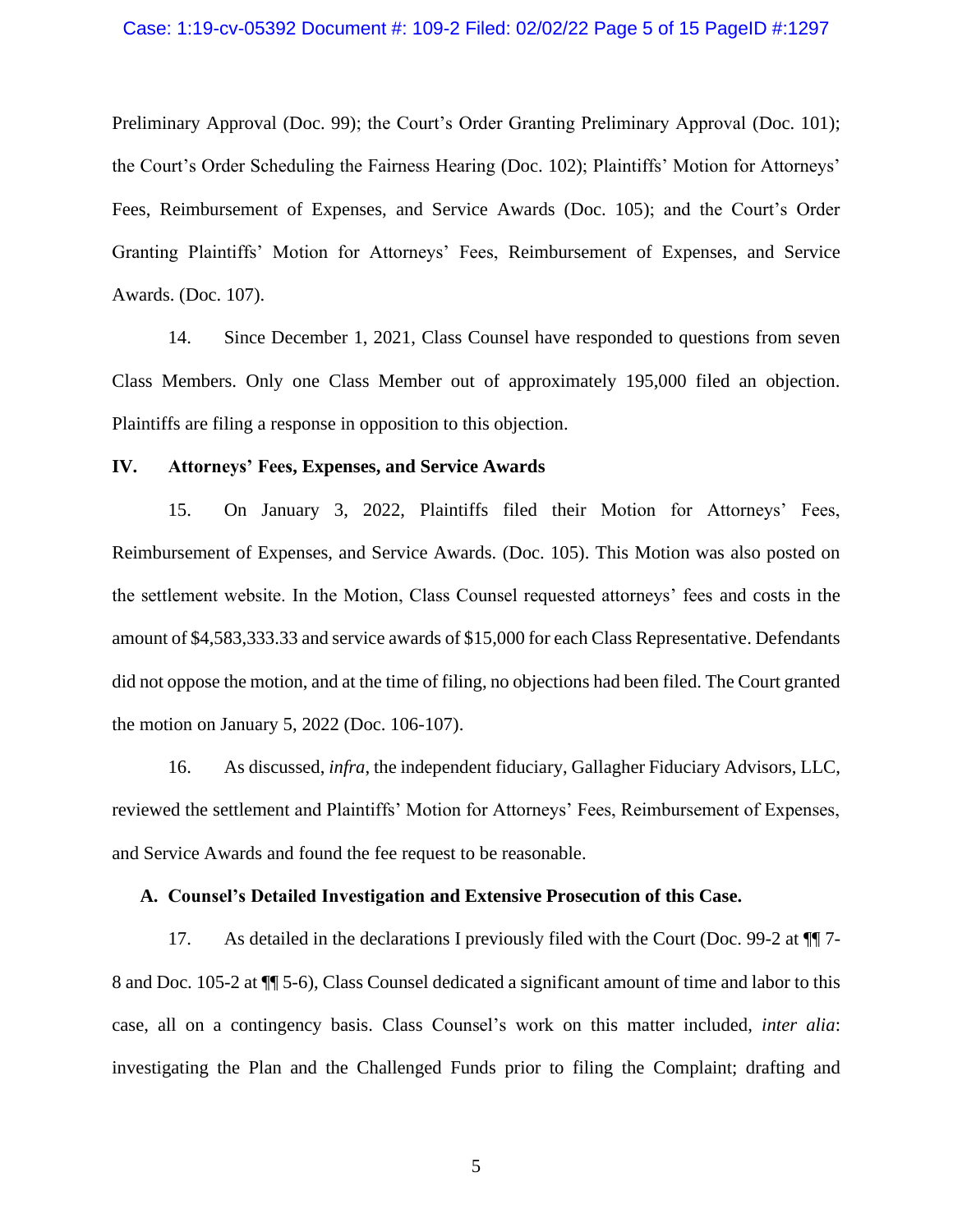Preliminary Approval (Doc. 99); the Court's Order Granting Preliminary Approval (Doc. 101); the Court's Order Scheduling the Fairness Hearing (Doc. 102); Plaintiffs' Motion for Attorneys' Fees, Reimbursement of Expenses, and Service Awards (Doc. 105); and the Court's Order Granting Plaintiffs' Motion for Attorneys' Fees, Reimbursement of Expenses, and Service Awards. (Doc. 107).

14. Since December 1, 2021, Class Counsel have responded to questions from seven Class Members. Only one Class Member out of approximately 195,000 filed an objection. Plaintiffs are filing a response in opposition to this objection.

## IV. Attorneys' Fees, Expenses, and Service Awards

15. On January 3, 2022, Plaintiffs filed their Motion for Attorneys' Fees, Reimbursement of Expenses, and Service Awards. (Doc. 105). This Motion was also posted on the settlement website. In the Motion, Class Counsel requested attorneys' fees and costs in the amount of $4,583,333.33 and service awards of $15,000 for each Class Representative. Defendants did not oppose the motion, and at the time of filing, no objections had been filed. The Court granted the motion on January 5, 2022 (Doc. 106-107).

16. As discussed, *infra*, the independent fiduciary, Gallagher Fiduciary Advisors, LLC, reviewed the settlement and Plaintiffs' Motion for Attorneys' Fees, Reimbursement of Expenses, and Service Awards and found the fee request to be reasonable.

### A. Counsel's Detailed Investigation and Extensive Prosecution of this Case.

17. As detailed in the declarations I previously filed with the Court (Doc. 99-2 at ¶¶ 7-8 and Doc. 105-2 at ¶¶ 5-6), Class Counsel dedicated a significant amount of time and labor to this case, all on a contingency basis. Class Counsel's work on this matter included, *inter alia*: investigating the Plan and the Challenged Funds prior to filing the Complaint; drafting and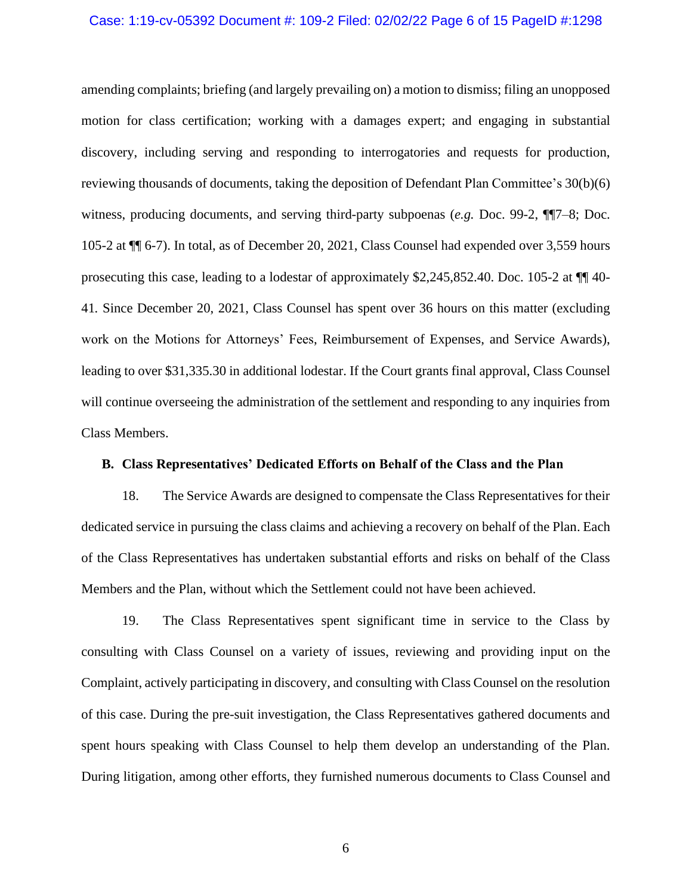amending complaints; briefing (and largely prevailing on) a motion to dismiss; filing an unopposed motion for class certification; working with a damages expert; and engaging in substantial discovery, including serving and responding to interrogatories and requests for production, reviewing thousands of documents, taking the deposition of Defendant Plan Committee's 30(b)(6) witness, producing documents, and serving third-party subpoenas (*e.g.* Doc. 99-2, ¶¶7–8; Doc. 105-2 at ¶¶ 6-7). In total, as of December 20, 2021, Class Counsel had expended over 3,559 hours prosecuting this case, leading to a lodestar of approximately $2,245,852.40. Doc. 105-2 at ¶¶ 40-41. Since December 20, 2021, Class Counsel has spent over 36 hours on this matter (excluding work on the Motions for Attorneys' Fees, Reimbursement of Expenses, and Service Awards), leading to over $31,335.30 in additional lodestar. If the Court grants final approval, Class Counsel will continue overseeing the administration of the settlement and responding to any inquiries from Class Members.

**B. Class Representatives' Dedicated Efforts on Behalf of the Class and the Plan**

18. The Service Awards are designed to compensate the Class Representatives for their dedicated service in pursuing the class claims and achieving a recovery on behalf of the Plan. Each of the Class Representatives has undertaken substantial efforts and risks on behalf of the Class Members and the Plan, without which the Settlement could not have been achieved.

19. The Class Representatives spent significant time in service to the Class by consulting with Class Counsel on a variety of issues, reviewing and providing input on the Complaint, actively participating in discovery, and consulting with Class Counsel on the resolution of this case. During the pre-suit investigation, the Class Representatives gathered documents and spent hours speaking with Class Counsel to help them develop an understanding of the Plan. During litigation, among other efforts, they furnished numerous documents to Class Counsel and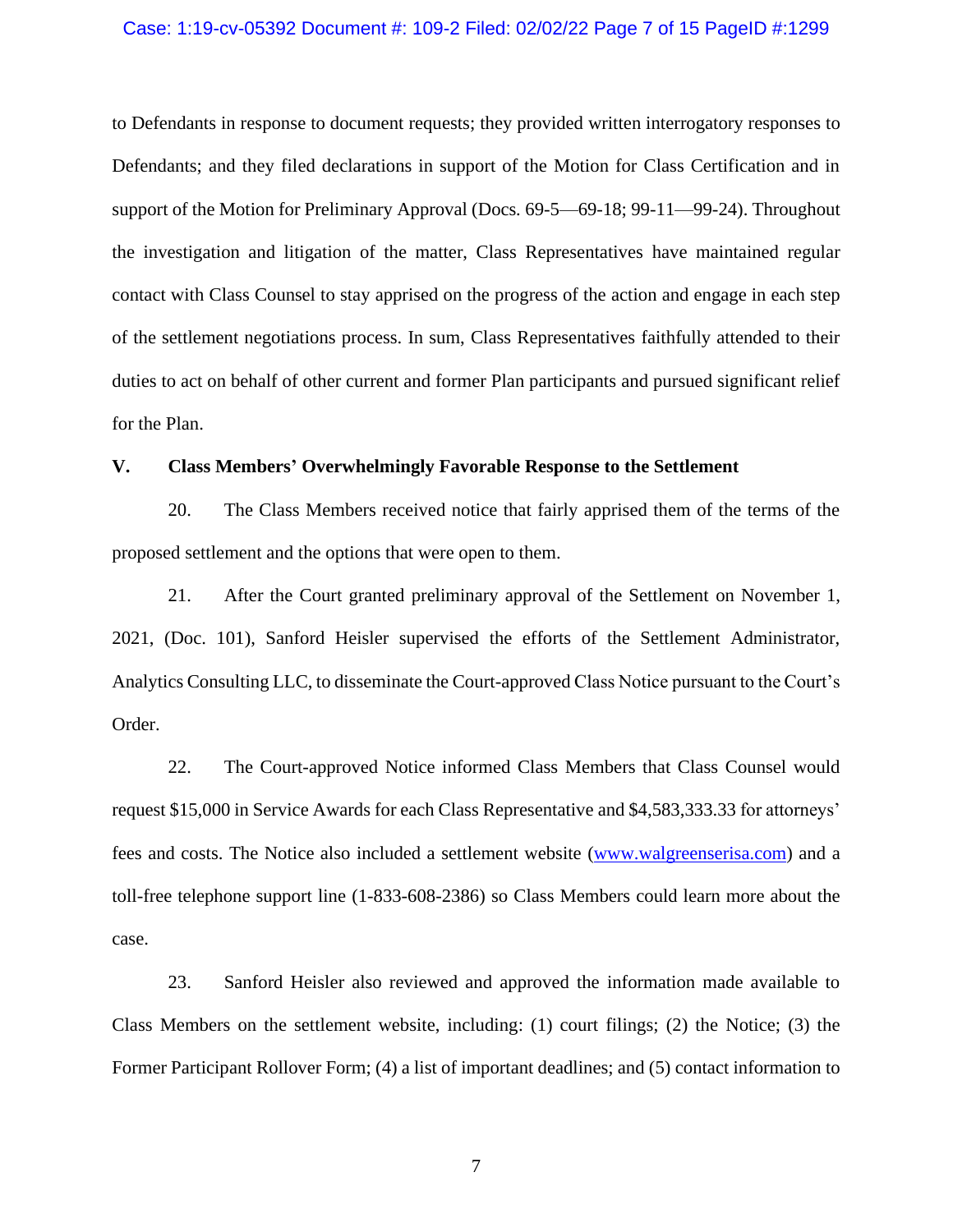to Defendants in response to document requests; they provided written interrogatory responses to Defendants; and they filed declarations in support of the Motion for Class Certification and in support of the Motion for Preliminary Approval (Docs. 69-5—69-18; 99-11—99-24). Throughout the investigation and litigation of the matter, Class Representatives have maintained regular contact with Class Counsel to stay apprised on the progress of the action and engage in each step of the settlement negotiations process. In sum, Class Representatives faithfully attended to their duties to act on behalf of other current and former Plan participants and pursued significant relief for the Plan.

## V. Class Members' Overwhelmingly Favorable Response to the Settlement

20. The Class Members received notice that fairly apprised them of the terms of the proposed settlement and the options that were open to them.

21. After the Court granted preliminary approval of the Settlement on November 1, 2021, (Doc. 101), Sanford Heisler supervised the efforts of the Settlement Administrator, Analytics Consulting LLC, to disseminate the Court-approved Class Notice pursuant to the Court's Order.

22. The Court-approved Notice informed Class Members that Class Counsel would request $15,000 in Service Awards for each Class Representative and $4,583,333.33 for attorneys' fees and costs. The Notice also included a settlement website (www.walgreenserisa.com) and a toll-free telephone support line (1-833-608-2386) so Class Members could learn more about the case.

23. Sanford Heisler also reviewed and approved the information made available to Class Members on the settlement website, including: (1) court filings; (2) the Notice; (3) the Former Participant Rollover Form; (4) a list of important deadlines; and (5) contact information to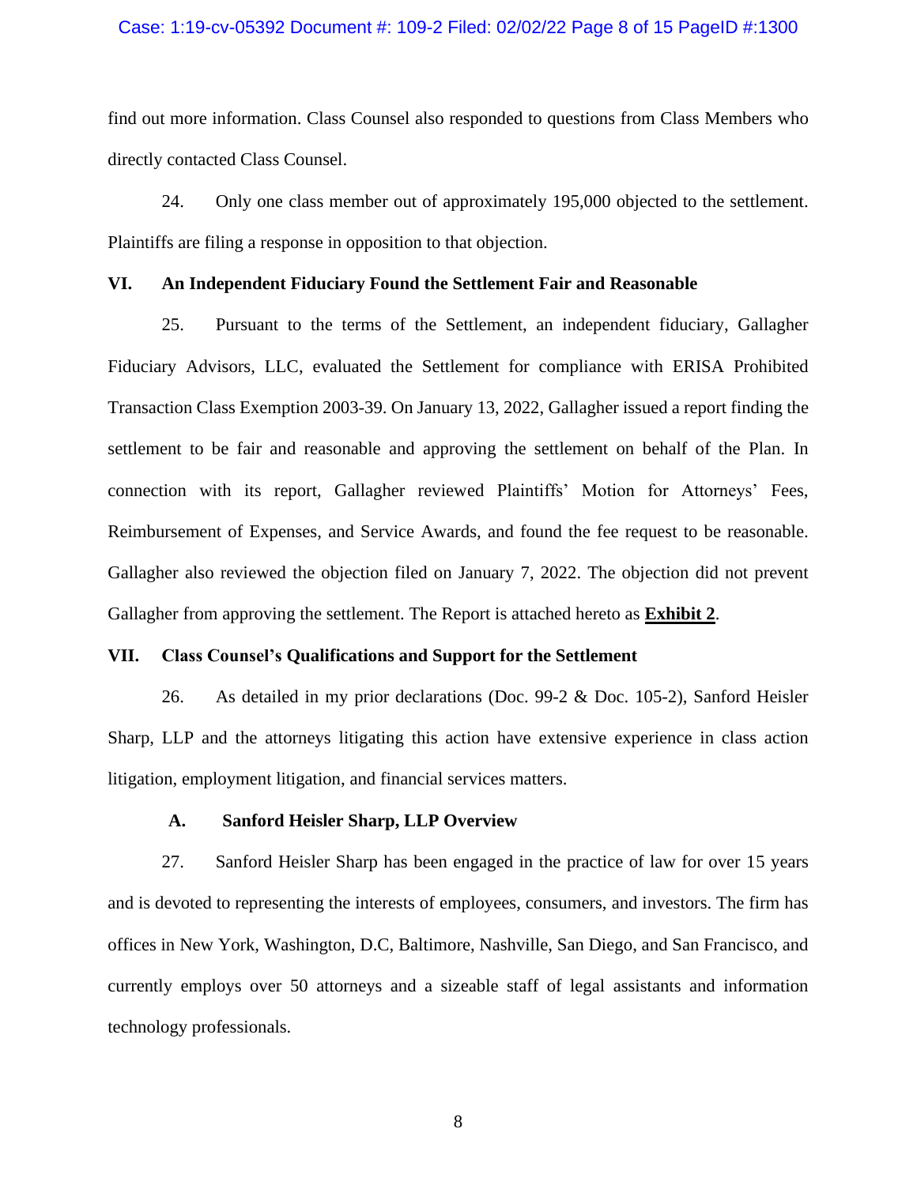find out more information. Class Counsel also responded to questions from Class Members who directly contacted Class Counsel.

24. Only one class member out of approximately 195,000 objected to the settlement. Plaintiffs are filing a response in opposition to that objection.

## VI. An Independent Fiduciary Found the Settlement Fair and Reasonable

25. Pursuant to the terms of the Settlement, an independent fiduciary, Gallagher Fiduciary Advisors, LLC, evaluated the Settlement for compliance with ERISA Prohibited Transaction Class Exemption 2003-39. On January 13, 2022, Gallagher issued a report finding the settlement to be fair and reasonable and approving the settlement on behalf of the Plan. In connection with its report, Gallagher reviewed Plaintiffs' Motion for Attorneys' Fees, Reimbursement of Expenses, and Service Awards, and found the fee request to be reasonable. Gallagher also reviewed the objection filed on January 7, 2022. The objection did not prevent Gallagher from approving the settlement. The Report is attached hereto as **Exhibit 2**.

## VII. Class Counsel's Qualifications and Support for the Settlement

26. As detailed in my prior declarations (Doc. 99-2 & Doc. 105-2), Sanford Heisler Sharp, LLP and the attorneys litigating this action have extensive experience in class action litigation, employment litigation, and financial services matters.

### A. Sanford Heisler Sharp, LLP Overview

27. Sanford Heisler Sharp has been engaged in the practice of law for over 15 years and is devoted to representing the interests of employees, consumers, and investors. The firm has offices in New York, Washington, D.C, Baltimore, Nashville, San Diego, and San Francisco, and currently employs over 50 attorneys and a sizeable staff of legal assistants and information technology professionals.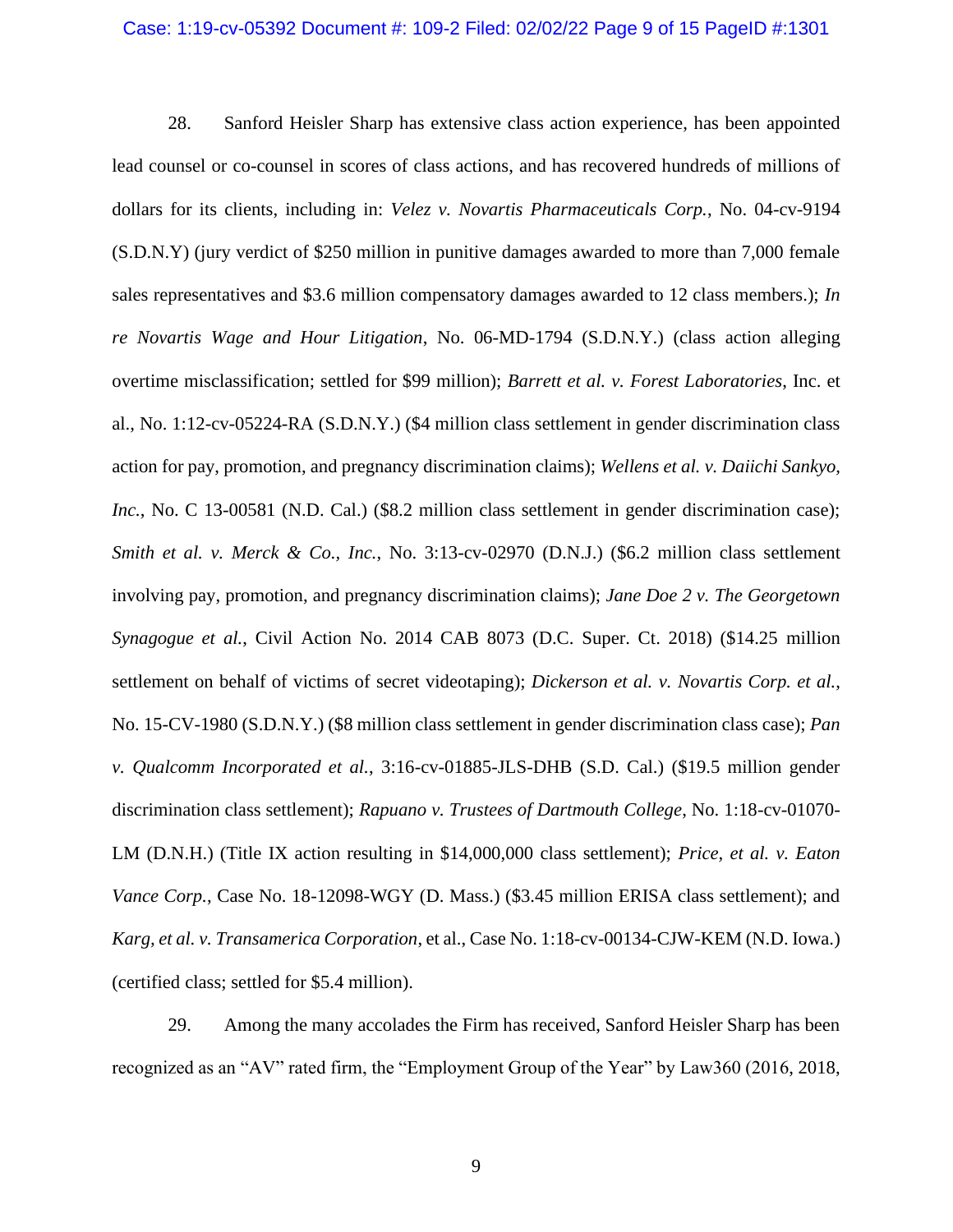28. Sanford Heisler Sharp has extensive class action experience, has been appointed lead counsel or co-counsel in scores of class actions, and has recovered hundreds of millions of dollars for its clients, including in: *Velez v. Novartis Pharmaceuticals Corp.*, No. 04-cv-9194 (S.D.N.Y) (jury verdict of $250 million in punitive damages awarded to more than 7,000 female sales representatives and $3.6 million compensatory damages awarded to 12 class members.); *In re Novartis Wage and Hour Litigation*, No. 06-MD-1794 (S.D.N.Y.) (class action alleging overtime misclassification; settled for $99 million); *Barrett et al. v. Forest Laboratories*, Inc. et al., No. 1:12-cv-05224-RA (S.D.N.Y.) ($4 million class settlement in gender discrimination class action for pay, promotion, and pregnancy discrimination claims); *Wellens et al. v. Daiichi Sankyo, Inc.*, No. C 13-00581 (N.D. Cal.) ($8.2 million class settlement in gender discrimination case); *Smith et al. v. Merck & Co., Inc.*, No. 3:13-cv-02970 (D.N.J.) ($6.2 million class settlement involving pay, promotion, and pregnancy discrimination claims); *Jane Doe 2 v. The Georgetown Synagogue et al.*, Civil Action No. 2014 CAB 8073 (D.C. Super. Ct. 2018) ($14.25 million settlement on behalf of victims of secret videotaping); *Dickerson et al. v. Novartis Corp. et al.*, No. 15-CV-1980 (S.D.N.Y.) ($8 million class settlement in gender discrimination class case); *Pan v. Qualcomm Incorporated et al.*, 3:16-cv-01885-JLS-DHB (S.D. Cal.) ($19.5 million gender discrimination class settlement); *Rapuano v. Trustees of Dartmouth College*, No. 1:18-cv-01070-LM (D.N.H.) (Title IX action resulting in $14,000,000 class settlement); *Price, et al. v. Eaton Vance Corp.*, Case No. 18-12098-WGY (D. Mass.) ($3.45 million ERISA class settlement); and *Karg, et al. v. Transamerica Corporation*, et al., Case No. 1:18-cv-00134-CJW-KEM (N.D. Iowa.) (certified class; settled for $5.4 million).

29. Among the many accolades the Firm has received, Sanford Heisler Sharp has been recognized as an "AV" rated firm, the "Employment Group of the Year" by Law360 (2016, 2018,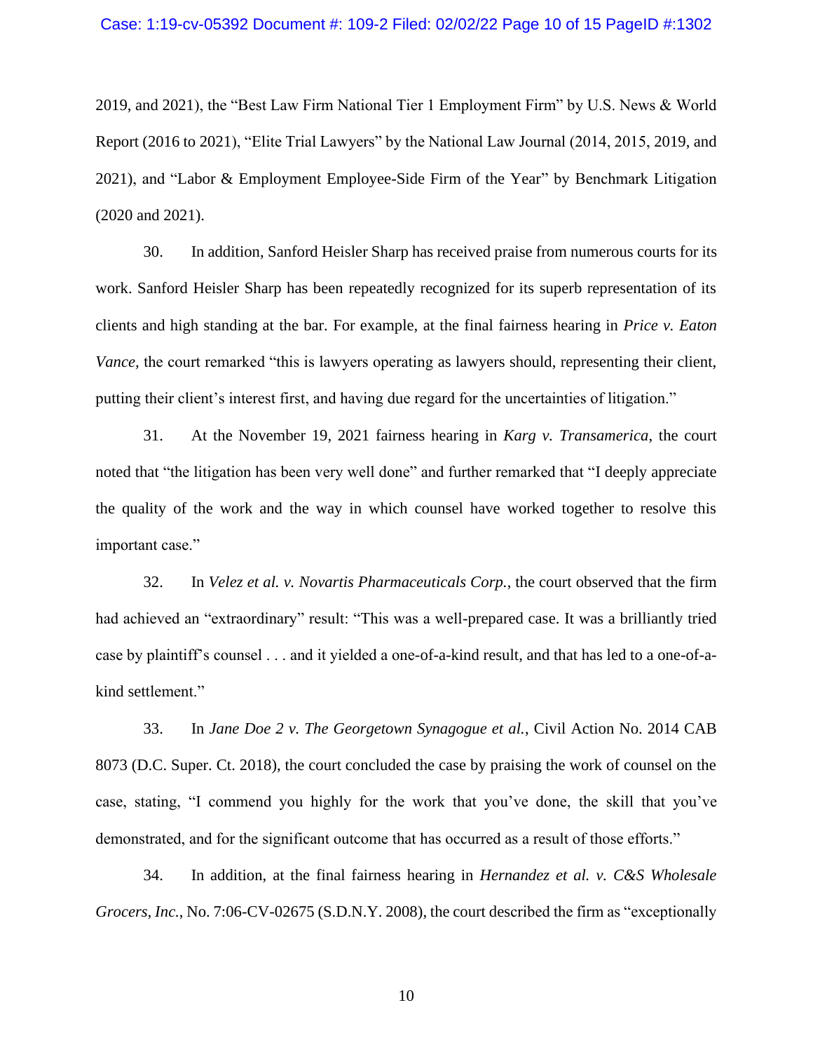2019, and 2021), the "Best Law Firm National Tier 1 Employment Firm" by U.S. News & World Report (2016 to 2021), "Elite Trial Lawyers" by the National Law Journal (2014, 2015, 2019, and 2021), and "Labor & Employment Employee-Side Firm of the Year" by Benchmark Litigation (2020 and 2021).

30. In addition, Sanford Heisler Sharp has received praise from numerous courts for its work. Sanford Heisler Sharp has been repeatedly recognized for its superb representation of its clients and high standing at the bar. For example, at the final fairness hearing in *Price v. Eaton Vance,* the court remarked "this is lawyers operating as lawyers should, representing their client, putting their client's interest first, and having due regard for the uncertainties of litigation."

31. At the November 19, 2021 fairness hearing in *Karg v. Transamerica*, the court noted that "the litigation has been very well done" and further remarked that "I deeply appreciate the quality of the work and the way in which counsel have worked together to resolve this important case."

32. In *Velez et al. v. Novartis Pharmaceuticals Corp.*, the court observed that the firm had achieved an "extraordinary" result: "This was a well-prepared case. It was a brilliantly tried case by plaintiff's counsel . . . and it yielded a one-of-a-kind result, and that has led to a one-of-a-kind settlement."

33. In *Jane Doe 2 v. The Georgetown Synagogue et al.*, Civil Action No. 2014 CAB 8073 (D.C. Super. Ct. 2018), the court concluded the case by praising the work of counsel on the case, stating, "I commend you highly for the work that you've done, the skill that you've demonstrated, and for the significant outcome that has occurred as a result of those efforts."

34. In addition, at the final fairness hearing in *Hernandez et al. v. C&S Wholesale Grocers, Inc.*, No. 7:06-CV-02675 (S.D.N.Y. 2008), the court described the firm as "exceptionally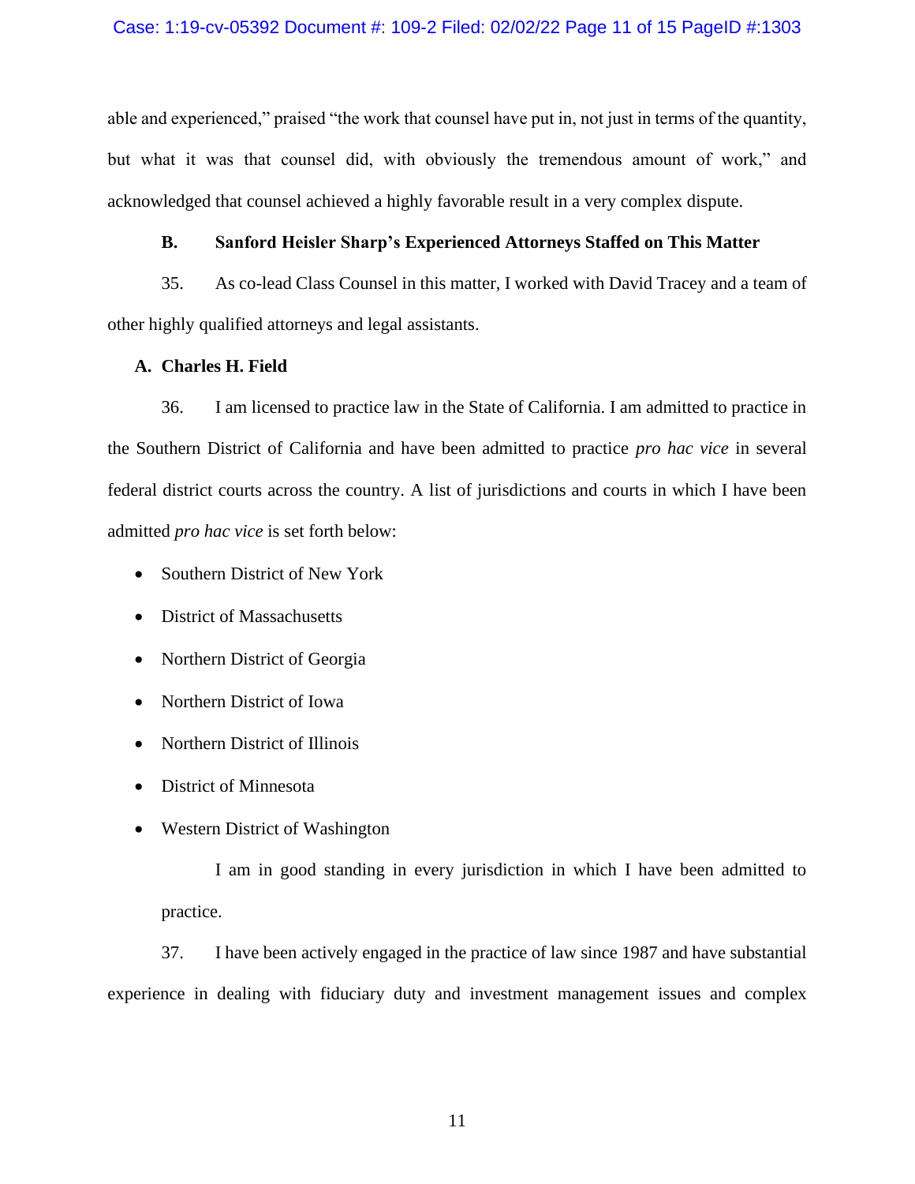able and experienced," praised "the work that counsel have put in, not just in terms of the quantity, but what it was that counsel did, with obviously the tremendous amount of work," and acknowledged that counsel achieved a highly favorable result in a very complex dispute.

### B. Sanford Heisler Sharp's Experienced Attorneys Staffed on This Matter

35. As co-lead Class Counsel in this matter, I worked with David Tracey and a team of other highly qualified attorneys and legal assistants.

### A. Charles H. Field

36. I am licensed to practice law in the State of California. I am admitted to practice in the Southern District of California and have been admitted to practice *pro hac vice* in several federal district courts across the country. A list of jurisdictions and courts in which I have been admitted *pro hac vice* is set forth below:

- Southern District of New York
- District of Massachusetts
- Northern District of Georgia
- Northern District of Iowa
- Northern District of Illinois
- District of Minnesota
- Western District of Washington

I am in good standing in every jurisdiction in which I have been admitted to practice.

37. I have been actively engaged in the practice of law since 1987 and have substantial experience in dealing with fiduciary duty and investment management issues and complex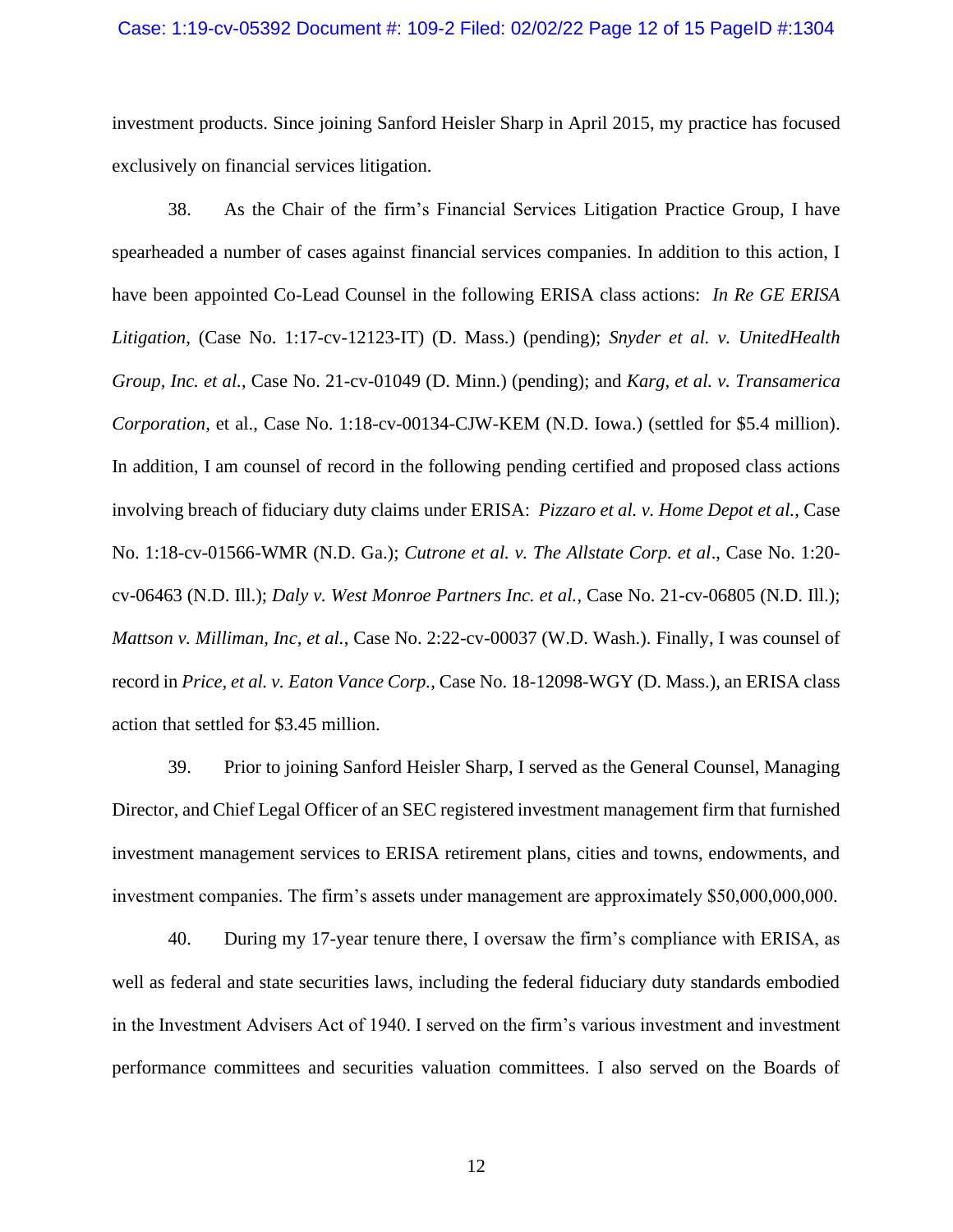investment products. Since joining Sanford Heisler Sharp in April 2015, my practice has focused exclusively on financial services litigation.

38. As the Chair of the firm's Financial Services Litigation Practice Group, I have spearheaded a number of cases against financial services companies. In addition to this action, I have been appointed Co-Lead Counsel in the following ERISA class actions: *In Re GE ERISA Litigation*, (Case No. 1:17-cv-12123-IT) (D. Mass.) (pending); *Snyder et al. v. UnitedHealth Group, Inc. et al.*, Case No. 21-cv-01049 (D. Minn.) (pending); and *Karg, et al. v. Transamerica Corporation*, et al., Case No. 1:18-cv-00134-CJW-KEM (N.D. Iowa.) (settled for $5.4 million). In addition, I am counsel of record in the following pending certified and proposed class actions involving breach of fiduciary duty claims under ERISA: *Pizzaro et al. v. Home Depot et al.*, Case No. 1:18-cv-01566-WMR (N.D. Ga.); *Cutrone et al. v. The Allstate Corp. et al*., Case No. 1:20-cv-06463 (N.D. Ill.); *Daly v. West Monroe Partners Inc. et al.*, Case No. 21-cv-06805 (N.D. Ill.); *Mattson v. Milliman, Inc, et al.*, Case No. 2:22-cv-00037 (W.D. Wash.). Finally, I was counsel of record in *Price, et al. v. Eaton Vance Corp.*, Case No. 18-12098-WGY (D. Mass.), an ERISA class action that settled for $3.45 million.

39. Prior to joining Sanford Heisler Sharp, I served as the General Counsel, Managing Director, and Chief Legal Officer of an SEC registered investment management firm that furnished investment management services to ERISA retirement plans, cities and towns, endowments, and investment companies. The firm's assets under management are approximately $50,000,000,000.

40. During my 17-year tenure there, I oversaw the firm's compliance with ERISA, as well as federal and state securities laws, including the federal fiduciary duty standards embodied in the Investment Advisers Act of 1940. I served on the firm's various investment and investment performance committees and securities valuation committees. I also served on the Boards of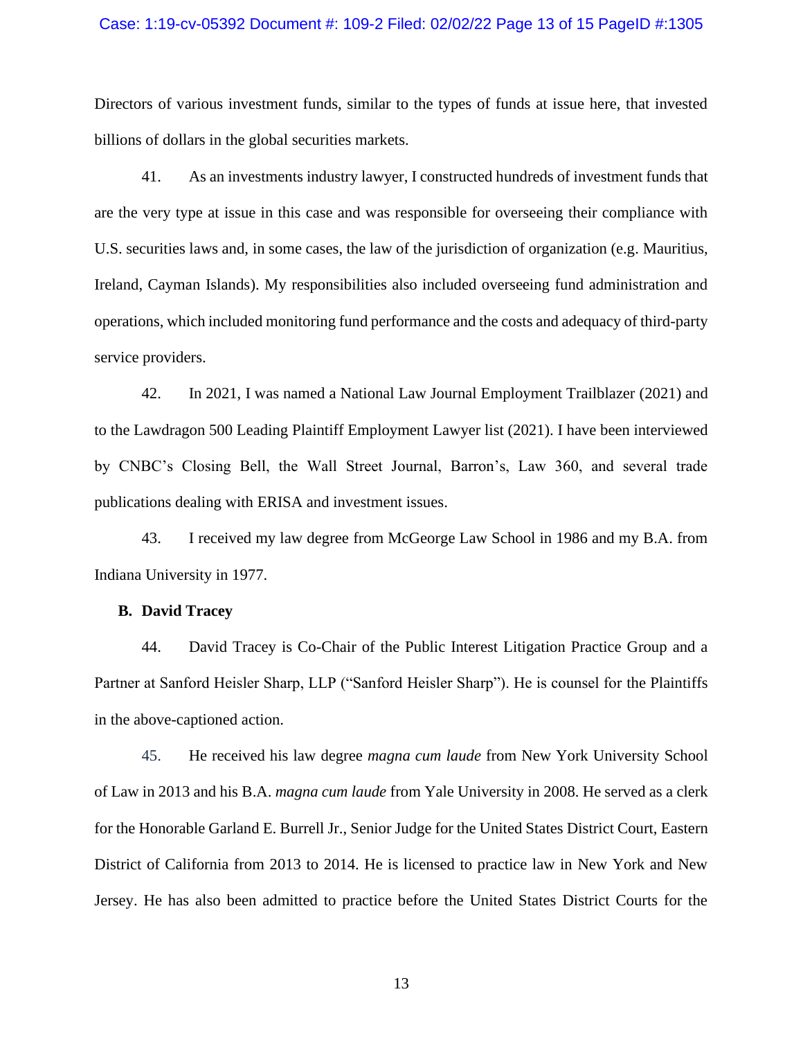Directors of various investment funds, similar to the types of funds at issue here, that invested billions of dollars in the global securities markets.

41. As an investments industry lawyer, I constructed hundreds of investment funds that are the very type at issue in this case and was responsible for overseeing their compliance with U.S. securities laws and, in some cases, the law of the jurisdiction of organization (e.g. Mauritius, Ireland, Cayman Islands). My responsibilities also included overseeing fund administration and operations, which included monitoring fund performance and the costs and adequacy of third-party service providers.

42. In 2021, I was named a National Law Journal Employment Trailblazer (2021) and to the Lawdragon 500 Leading Plaintiff Employment Lawyer list (2021). I have been interviewed by CNBC's Closing Bell, the Wall Street Journal, Barron's, Law 360, and several trade publications dealing with ERISA and investment issues.

43. I received my law degree from McGeorge Law School in 1986 and my B.A. from Indiana University in 1977.

### B. David Tracey

44. David Tracey is Co-Chair of the Public Interest Litigation Practice Group and a Partner at Sanford Heisler Sharp, LLP ("Sanford Heisler Sharp"). He is counsel for the Plaintiffs in the above-captioned action.

45. He received his law degree *magna cum laude* from New York University School of Law in 2013 and his B.A. *magna cum laude* from Yale University in 2008. He served as a clerk for the Honorable Garland E. Burrell Jr., Senior Judge for the United States District Court, Eastern District of California from 2013 to 2014. He is licensed to practice law in New York and New Jersey. He has also been admitted to practice before the United States District Courts for the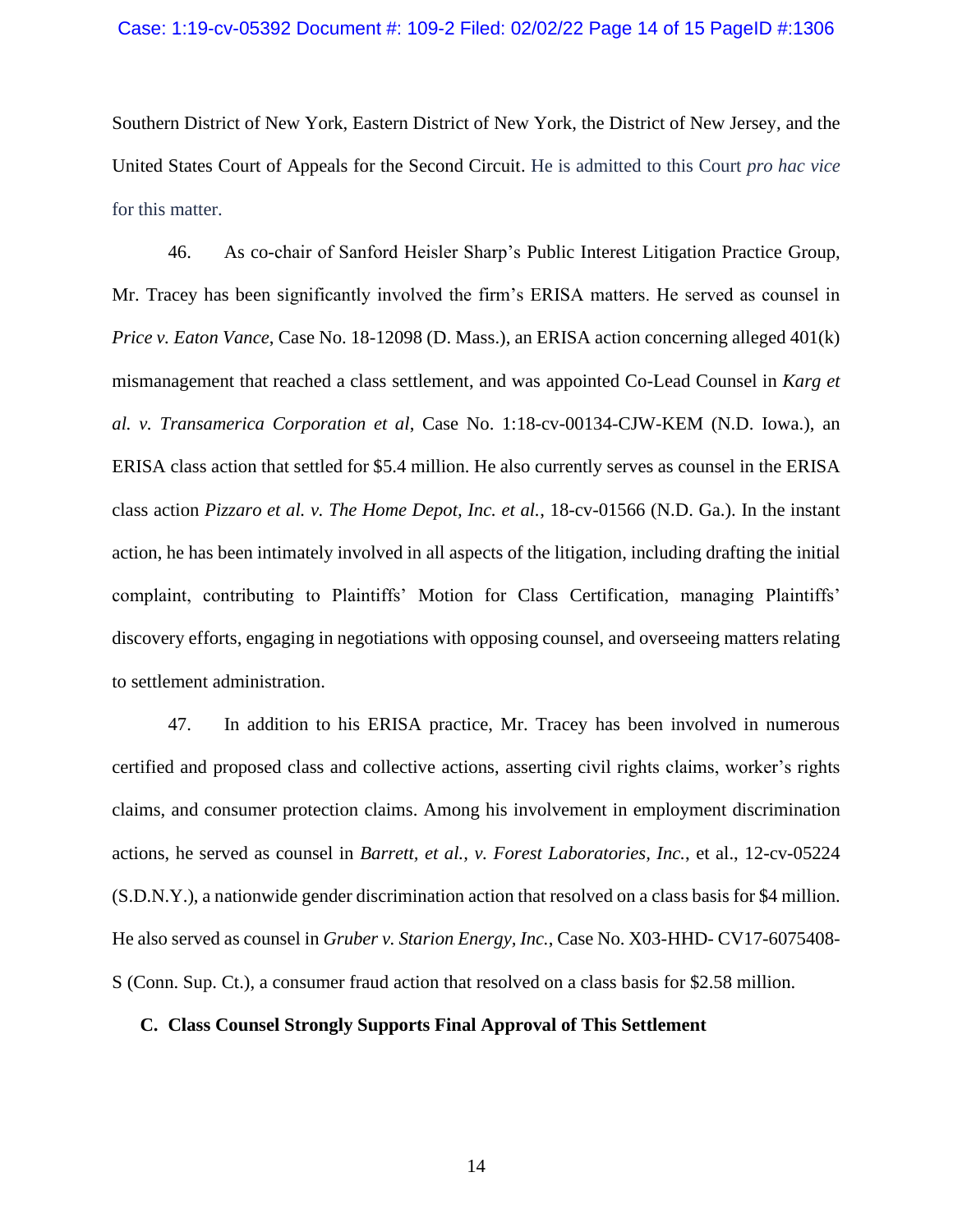Southern District of New York, Eastern District of New York, the District of New Jersey, and the United States Court of Appeals for the Second Circuit. He is admitted to this Court *pro hac vice* for this matter.

46. As co-chair of Sanford Heisler Sharp's Public Interest Litigation Practice Group, Mr. Tracey has been significantly involved the firm's ERISA matters. He served as counsel in *Price v. Eaton Vance*, Case No. 18-12098 (D. Mass.), an ERISA action concerning alleged 401(k) mismanagement that reached a class settlement, and was appointed Co-Lead Counsel in *Karg et al. v. Transamerica Corporation et al*, Case No. 1:18-cv-00134-CJW-KEM (N.D. Iowa.), an ERISA class action that settled for $5.4 million. He also currently serves as counsel in the ERISA class action *Pizzaro et al. v. The Home Depot, Inc. et al.*, 18-cv-01566 (N.D. Ga.). In the instant action, he has been intimately involved in all aspects of the litigation, including drafting the initial complaint, contributing to Plaintiffs' Motion for Class Certification, managing Plaintiffs' discovery efforts, engaging in negotiations with opposing counsel, and overseeing matters relating to settlement administration.

47. In addition to his ERISA practice, Mr. Tracey has been involved in numerous certified and proposed class and collective actions, asserting civil rights claims, worker's rights claims, and consumer protection claims. Among his involvement in employment discrimination actions, he served as counsel in *Barrett, et al., v. Forest Laboratories, Inc.*, et al., 12-cv-05224 (S.D.N.Y.), a nationwide gender discrimination action that resolved on a class basis for $4 million. He also served as counsel in *Gruber v. Starion Energy, Inc.*, Case No. X03-HHD- CV17-6075408-S (Conn. Sup. Ct.), a consumer fraud action that resolved on a class basis for $2.58 million.

**C. Class Counsel Strongly Supports Final Approval of This Settlement**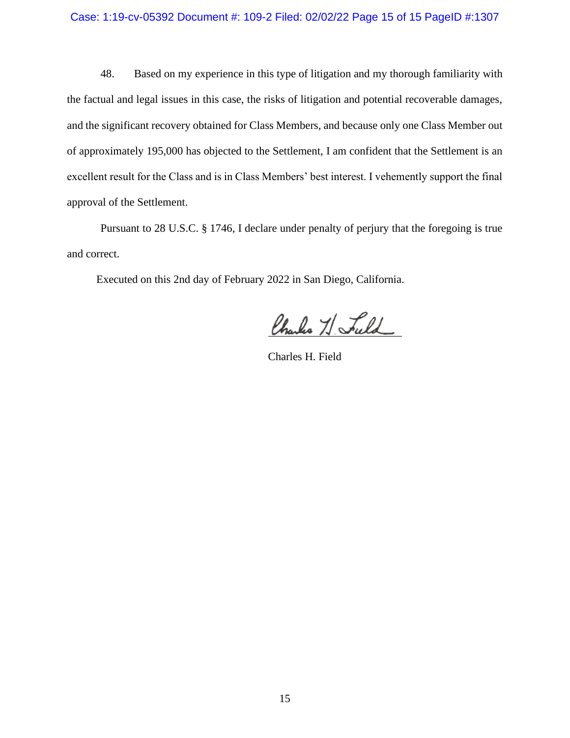48. Based on my experience in this type of litigation and my thorough familiarity with the factual and legal issues in this case, the risks of litigation and potential recoverable damages, and the significant recovery obtained for Class Members, and because only one Class Member out of approximately 195,000 has objected to the Settlement, I am confident that the Settlement is an excellent result for the Class and is in Class Members' best interest. I vehemently support the final approval of the Settlement.

Pursuant to 28 U.S.C. § 1746, I declare under penalty of perjury that the foregoing is true and correct.

Executed on this 2nd day of February 2022 in San Diego, California.

Charles H. Field

Charles H. Field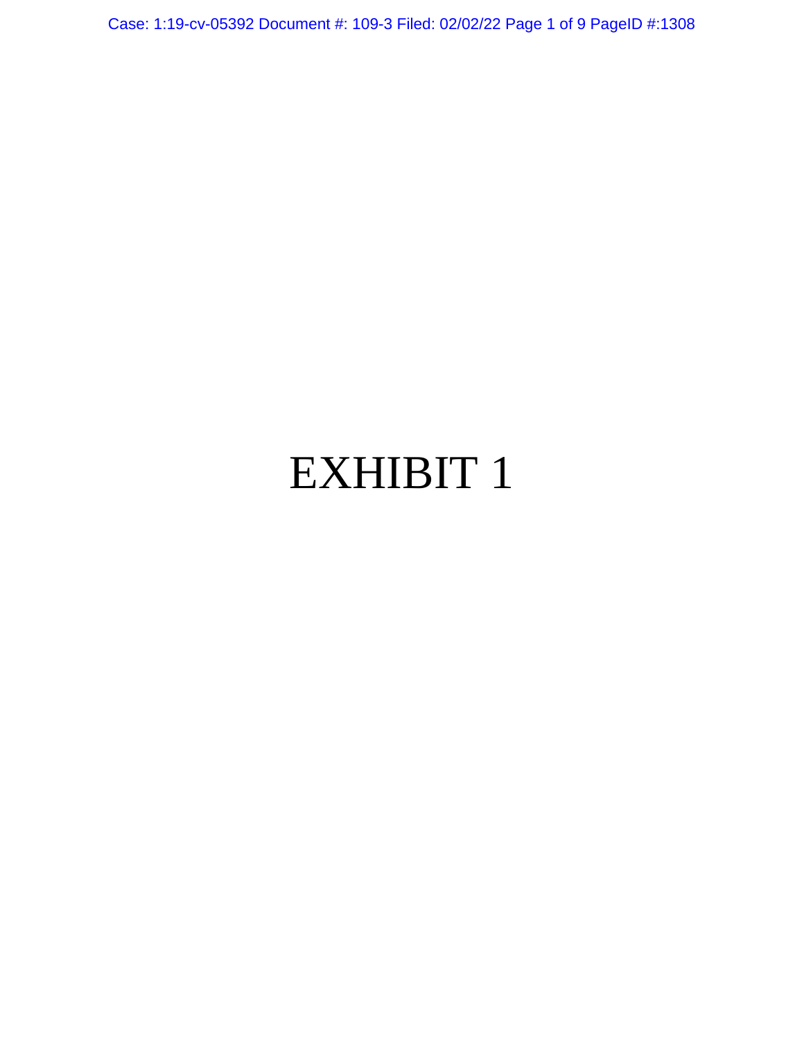# EXHIBIT 1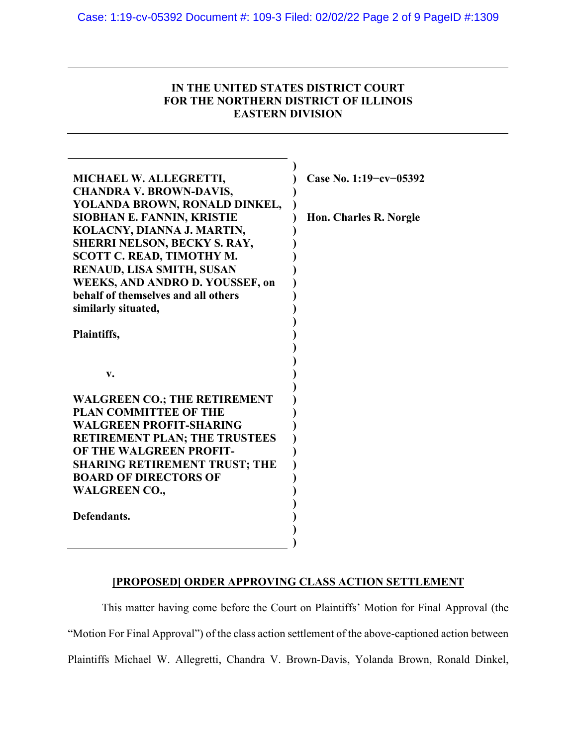# IN THE UNITED STATES DISTRICT COURT FOR THE NORTHERN DISTRICT OF ILLINOIS EASTERN DIVISION

| | | |
|---|---|---|
| **MICHAEL W. ALLEGRETTI, CHANDRA V. BROWN-DAVIS, YOLANDA BROWN, RONALD DINKEL, SIOBHAN E. FANNIN, KRISTIE KOLACNY, DIANNA J. MARTIN, SHERRI NELSON, BECKY S. RAY, SCOTT C. READ, TIMOTHY M. RENAUD, LISA SMITH, SUSAN WEEKS, AND ANDRO D. YOUSSEF, on behalf of themselves and all others similarly situated,** <br><br> **Plaintiffs,** <br><br> **v.** <br><br> **WALGREEN CO.; THE RETIREMENT PLAN COMMITTEE OF THE WALGREEN PROFIT-SHARING RETIREMENT PLAN; THE TRUSTEES OF THE WALGREEN PROFIT-SHARING RETIREMENT TRUST; THE BOARD OF DIRECTORS OF WALGREEN CO.,** <br><br> **Defendants.** | ) | **Case No. 1:19−cv−05392** <br><br> **Hon. Charles R. Norgle** |

## [PROPOSED] ORDER APPROVING CLASS ACTION SETTLEMENT

This matter having come before the Court on Plaintiffs' Motion for Final Approval (the "Motion For Final Approval") of the class action settlement of the above-captioned action between Plaintiffs Michael W. Allegretti, Chandra V. Brown-Davis, Yolanda Brown, Ronald Dinkel,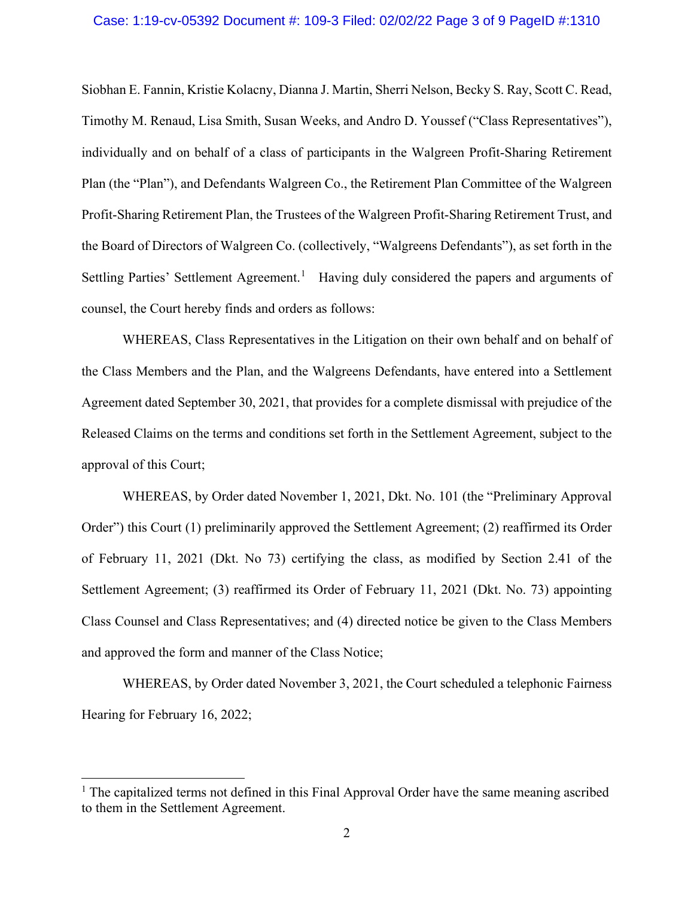Siobhan E. Fannin, Kristie Kolacny, Dianna J. Martin, Sherri Nelson, Becky S. Ray, Scott C. Read, Timothy M. Renaud, Lisa Smith, Susan Weeks, and Andro D. Youssef ("Class Representatives"), individually and on behalf of a class of participants in the Walgreen Profit-Sharing Retirement Plan (the "Plan"), and Defendants Walgreen Co., the Retirement Plan Committee of the Walgreen Profit-Sharing Retirement Plan, the Trustees of the Walgreen Profit-Sharing Retirement Trust, and the Board of Directors of Walgreen Co. (collectively, "Walgreens Defendants"), as set forth in the Settling Parties' Settlement Agreement.[1] Having duly considered the papers and arguments of counsel, the Court hereby finds and orders as follows:

WHEREAS, Class Representatives in the Litigation on their own behalf and on behalf of the Class Members and the Plan, and the Walgreens Defendants, have entered into a Settlement Agreement dated September 30, 2021, that provides for a complete dismissal with prejudice of the Released Claims on the terms and conditions set forth in the Settlement Agreement, subject to the approval of this Court;

WHEREAS, by Order dated November 1, 2021, Dkt. No. 101 (the "Preliminary Approval Order") this Court (1) preliminarily approved the Settlement Agreement; (2) reaffirmed its Order of February 11, 2021 (Dkt. No 73) certifying the class, as modified by Section 2.41 of the Settlement Agreement; (3) reaffirmed its Order of February 11, 2021 (Dkt. No. 73) appointing Class Counsel and Class Representatives; and (4) directed notice be given to the Class Members and approved the form and manner of the Class Notice;

WHEREAS, by Order dated November 3, 2021, the Court scheduled a telephonic Fairness Hearing for February 16, 2022;

[1] The capitalized terms not defined in this Final Approval Order have the same meaning ascribed to them in the Settlement Agreement.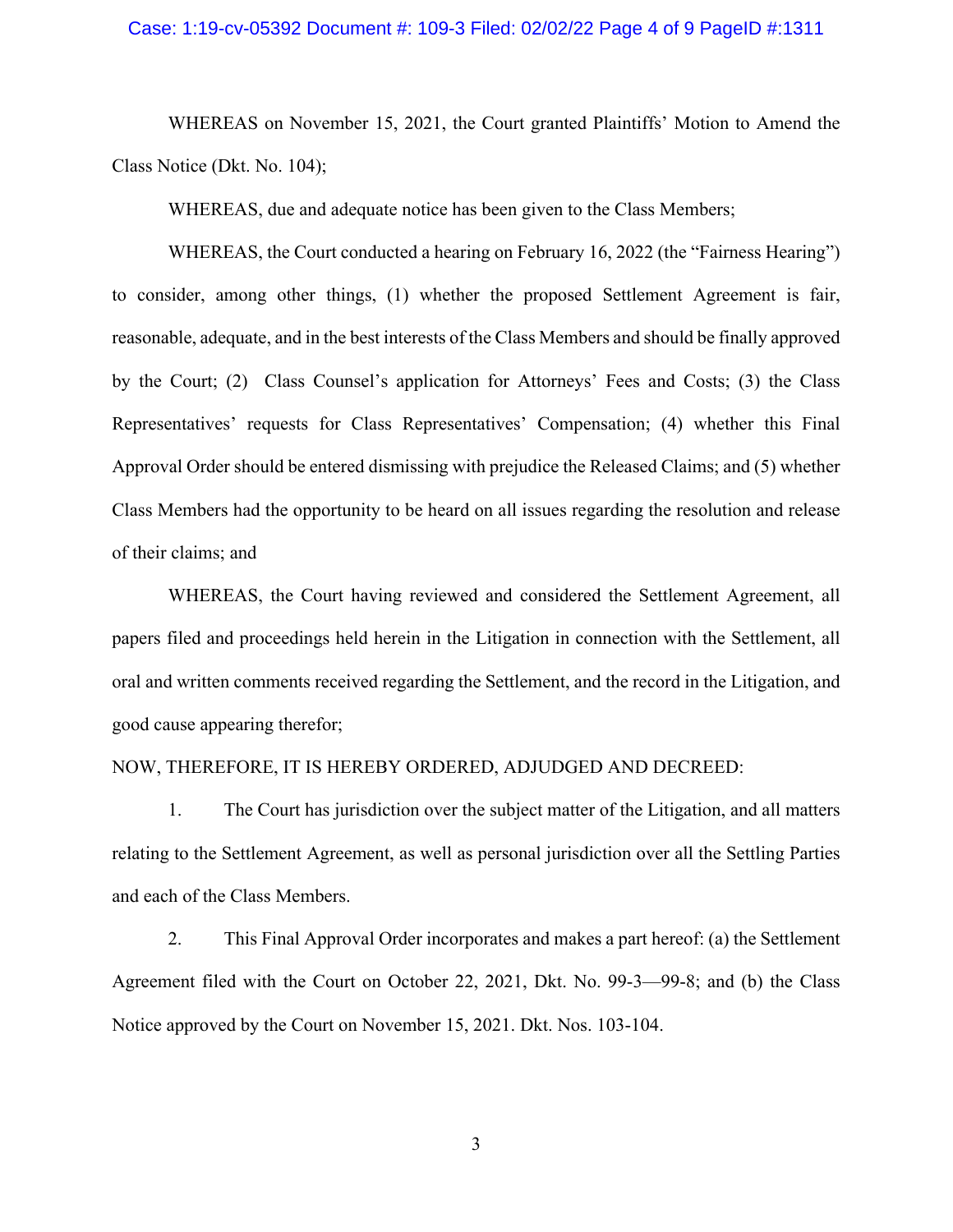WHEREAS on November 15, 2021, the Court granted Plaintiffs' Motion to Amend the Class Notice (Dkt. No. 104);

WHEREAS, due and adequate notice has been given to the Class Members;

WHEREAS, the Court conducted a hearing on February 16, 2022 (the "Fairness Hearing") to consider, among other things, (1) whether the proposed Settlement Agreement is fair, reasonable, adequate, and in the best interests of the Class Members and should be finally approved by the Court; (2) Class Counsel's application for Attorneys' Fees and Costs; (3) the Class Representatives' requests for Class Representatives' Compensation; (4) whether this Final Approval Order should be entered dismissing with prejudice the Released Claims; and (5) whether Class Members had the opportunity to be heard on all issues regarding the resolution and release of their claims; and

WHEREAS, the Court having reviewed and considered the Settlement Agreement, all papers filed and proceedings held herein in the Litigation in connection with the Settlement, all oral and written comments received regarding the Settlement, and the record in the Litigation, and good cause appearing therefor;

NOW, THEREFORE, IT IS HEREBY ORDERED, ADJUDGED AND DECREED:

1. The Court has jurisdiction over the subject matter of the Litigation, and all matters relating to the Settlement Agreement, as well as personal jurisdiction over all the Settling Parties and each of the Class Members.

2. This Final Approval Order incorporates and makes a part hereof: (a) the Settlement Agreement filed with the Court on October 22, 2021, Dkt. No. 99-3—99-8; and (b) the Class Notice approved by the Court on November 15, 2021. Dkt. Nos. 103-104.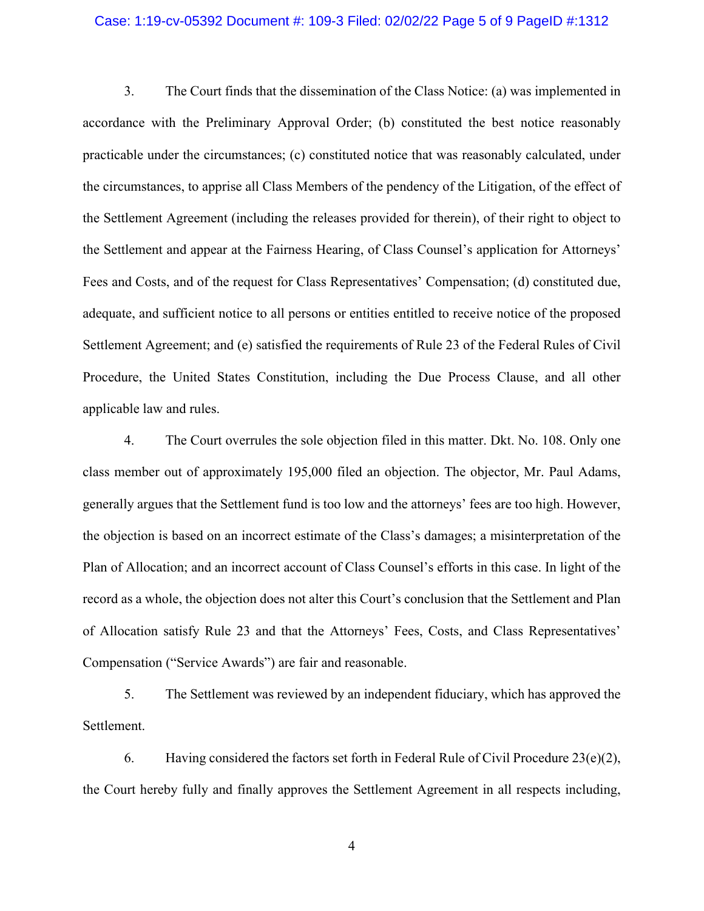3. The Court finds that the dissemination of the Class Notice: (a) was implemented in accordance with the Preliminary Approval Order; (b) constituted the best notice reasonably practicable under the circumstances; (c) constituted notice that was reasonably calculated, under the circumstances, to apprise all Class Members of the pendency of the Litigation, of the effect of the Settlement Agreement (including the releases provided for therein), of their right to object to the Settlement and appear at the Fairness Hearing, of Class Counsel's application for Attorneys' Fees and Costs, and of the request for Class Representatives' Compensation; (d) constituted due, adequate, and sufficient notice to all persons or entities entitled to receive notice of the proposed Settlement Agreement; and (e) satisfied the requirements of Rule 23 of the Federal Rules of Civil Procedure, the United States Constitution, including the Due Process Clause, and all other applicable law and rules.

4. The Court overrules the sole objection filed in this matter. Dkt. No. 108. Only one class member out of approximately 195,000 filed an objection. The objector, Mr. Paul Adams, generally argues that the Settlement fund is too low and the attorneys' fees are too high. However, the objection is based on an incorrect estimate of the Class's damages; a misinterpretation of the Plan of Allocation; and an incorrect account of Class Counsel's efforts in this case. In light of the record as a whole, the objection does not alter this Court's conclusion that the Settlement and Plan of Allocation satisfy Rule 23 and that the Attorneys' Fees, Costs, and Class Representatives' Compensation ("Service Awards") are fair and reasonable.

5. The Settlement was reviewed by an independent fiduciary, which has approved the Settlement.

6. Having considered the factors set forth in Federal Rule of Civil Procedure 23(e)(2), the Court hereby fully and finally approves the Settlement Agreement in all respects including,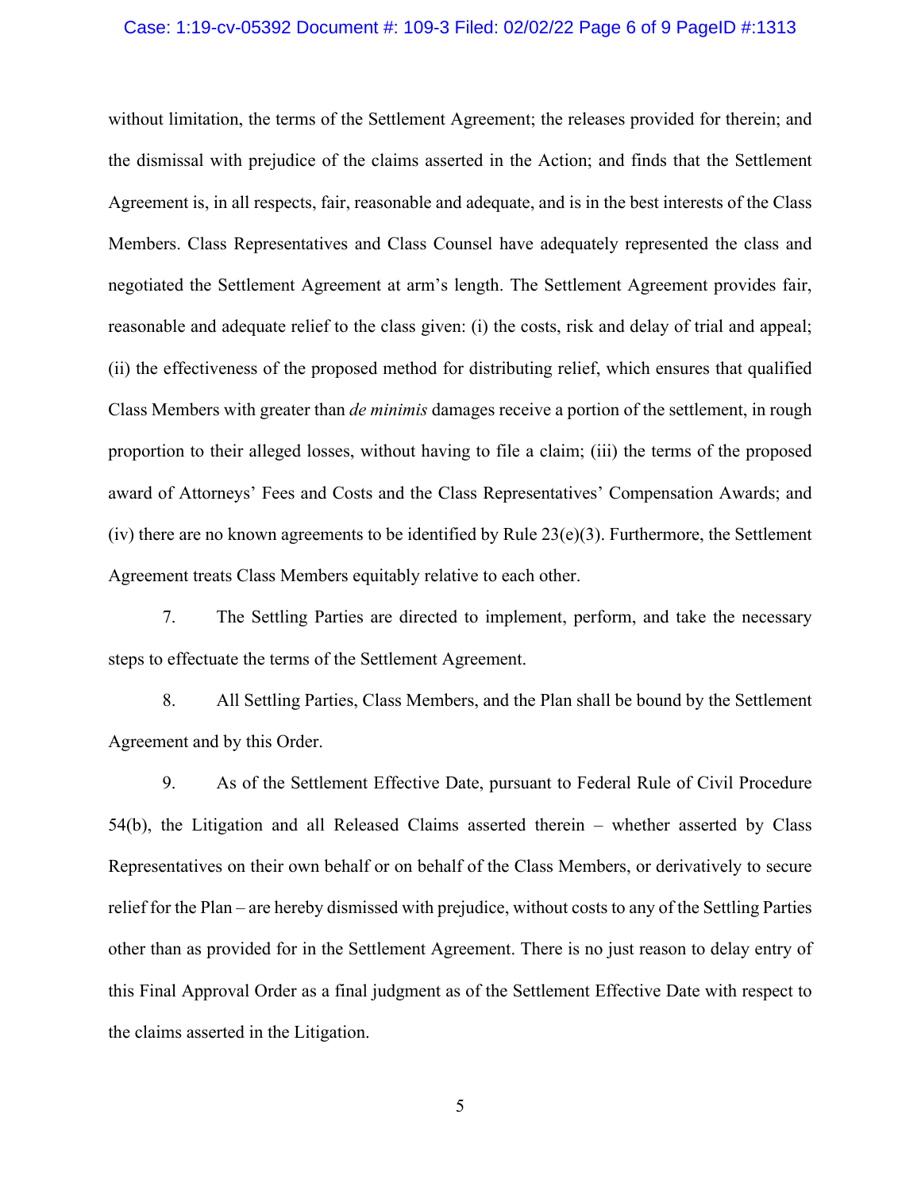without limitation, the terms of the Settlement Agreement; the releases provided for therein; and the dismissal with prejudice of the claims asserted in the Action; and finds that the Settlement Agreement is, in all respects, fair, reasonable and adequate, and is in the best interests of the Class Members. Class Representatives and Class Counsel have adequately represented the class and negotiated the Settlement Agreement at arm's length. The Settlement Agreement provides fair, reasonable and adequate relief to the class given: (i) the costs, risk and delay of trial and appeal; (ii) the effectiveness of the proposed method for distributing relief, which ensures that qualified Class Members with greater than *de minimis* damages receive a portion of the settlement, in rough proportion to their alleged losses, without having to file a claim; (iii) the terms of the proposed award of Attorneys' Fees and Costs and the Class Representatives' Compensation Awards; and (iv) there are no known agreements to be identified by Rule 23(e)(3). Furthermore, the Settlement Agreement treats Class Members equitably relative to each other.

7. The Settling Parties are directed to implement, perform, and take the necessary steps to effectuate the terms of the Settlement Agreement.

8. All Settling Parties, Class Members, and the Plan shall be bound by the Settlement Agreement and by this Order.

9. As of the Settlement Effective Date, pursuant to Federal Rule of Civil Procedure 54(b), the Litigation and all Released Claims asserted therein – whether asserted by Class Representatives on their own behalf or on behalf of the Class Members, or derivatively to secure relief for the Plan – are hereby dismissed with prejudice, without costs to any of the Settling Parties other than as provided for in the Settlement Agreement. There is no just reason to delay entry of this Final Approval Order as a final judgment as of the Settlement Effective Date with respect to the claims asserted in the Litigation.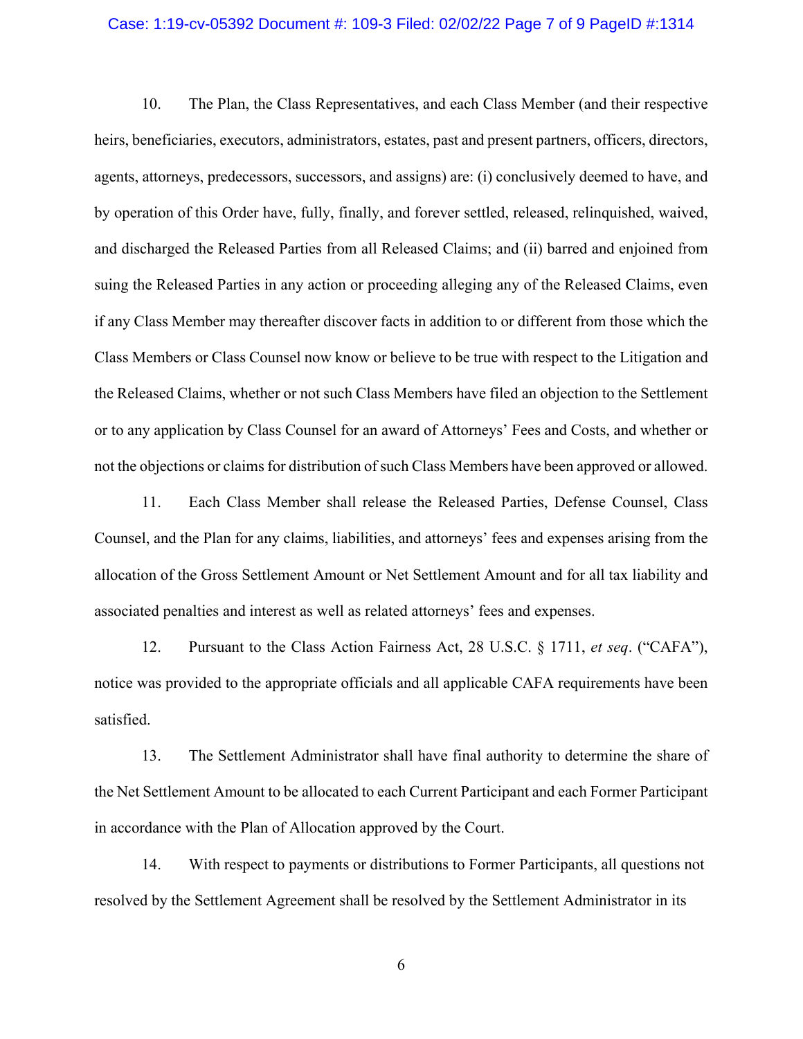10. The Plan, the Class Representatives, and each Class Member (and their respective heirs, beneficiaries, executors, administrators, estates, past and present partners, officers, directors, agents, attorneys, predecessors, successors, and assigns) are: (i) conclusively deemed to have, and by operation of this Order have, fully, finally, and forever settled, released, relinquished, waived, and discharged the Released Parties from all Released Claims; and (ii) barred and enjoined from suing the Released Parties in any action or proceeding alleging any of the Released Claims, even if any Class Member may thereafter discover facts in addition to or different from those which the Class Members or Class Counsel now know or believe to be true with respect to the Litigation and the Released Claims, whether or not such Class Members have filed an objection to the Settlement or to any application by Class Counsel for an award of Attorneys' Fees and Costs, and whether or not the objections or claims for distribution of such Class Members have been approved or allowed.

11. Each Class Member shall release the Released Parties, Defense Counsel, Class Counsel, and the Plan for any claims, liabilities, and attorneys' fees and expenses arising from the allocation of the Gross Settlement Amount or Net Settlement Amount and for all tax liability and associated penalties and interest as well as related attorneys' fees and expenses.

12. Pursuant to the Class Action Fairness Act, 28 U.S.C. § 1711, *et seq*. ("CAFA"), notice was provided to the appropriate officials and all applicable CAFA requirements have been satisfied.

13. The Settlement Administrator shall have final authority to determine the share of the Net Settlement Amount to be allocated to each Current Participant and each Former Participant in accordance with the Plan of Allocation approved by the Court.

14. With respect to payments or distributions to Former Participants, all questions not resolved by the Settlement Agreement shall be resolved by the Settlement Administrator in its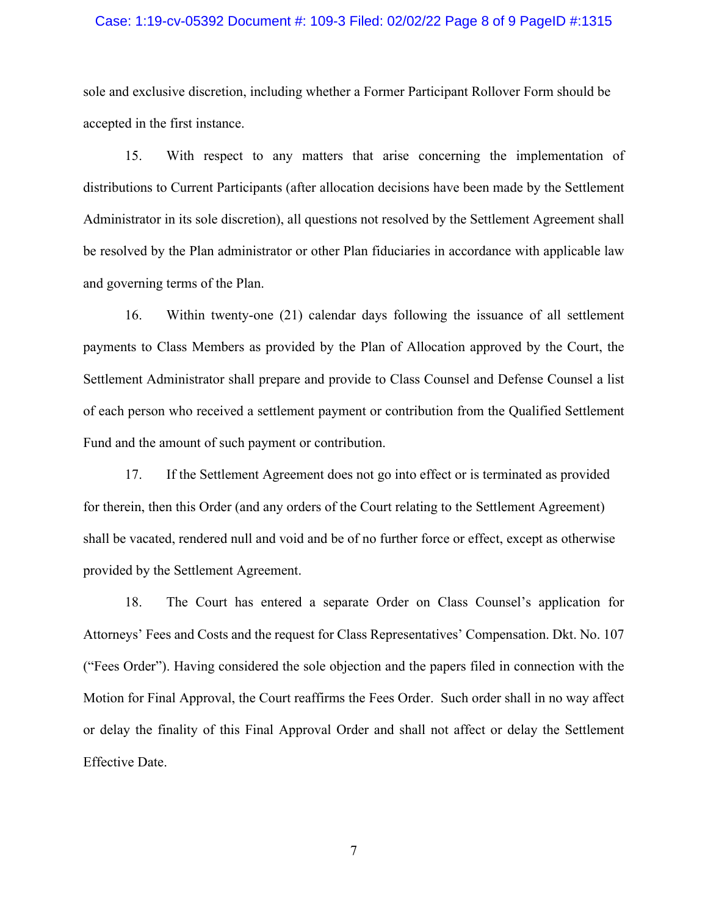sole and exclusive discretion, including whether a Former Participant Rollover Form should be accepted in the first instance.

15. With respect to any matters that arise concerning the implementation of distributions to Current Participants (after allocation decisions have been made by the Settlement Administrator in its sole discretion), all questions not resolved by the Settlement Agreement shall be resolved by the Plan administrator or other Plan fiduciaries in accordance with applicable law and governing terms of the Plan.

16. Within twenty-one (21) calendar days following the issuance of all settlement payments to Class Members as provided by the Plan of Allocation approved by the Court, the Settlement Administrator shall prepare and provide to Class Counsel and Defense Counsel a list of each person who received a settlement payment or contribution from the Qualified Settlement Fund and the amount of such payment or contribution.

17. If the Settlement Agreement does not go into effect or is terminated as provided for therein, then this Order (and any orders of the Court relating to the Settlement Agreement) shall be vacated, rendered null and void and be of no further force or effect, except as otherwise provided by the Settlement Agreement.

18. The Court has entered a separate Order on Class Counsel's application for Attorneys' Fees and Costs and the request for Class Representatives' Compensation. Dkt. No. 107 ("Fees Order"). Having considered the sole objection and the papers filed in connection with the Motion for Final Approval, the Court reaffirms the Fees Order. Such order shall in no way affect or delay the finality of this Final Approval Order and shall not affect or delay the Settlement Effective Date.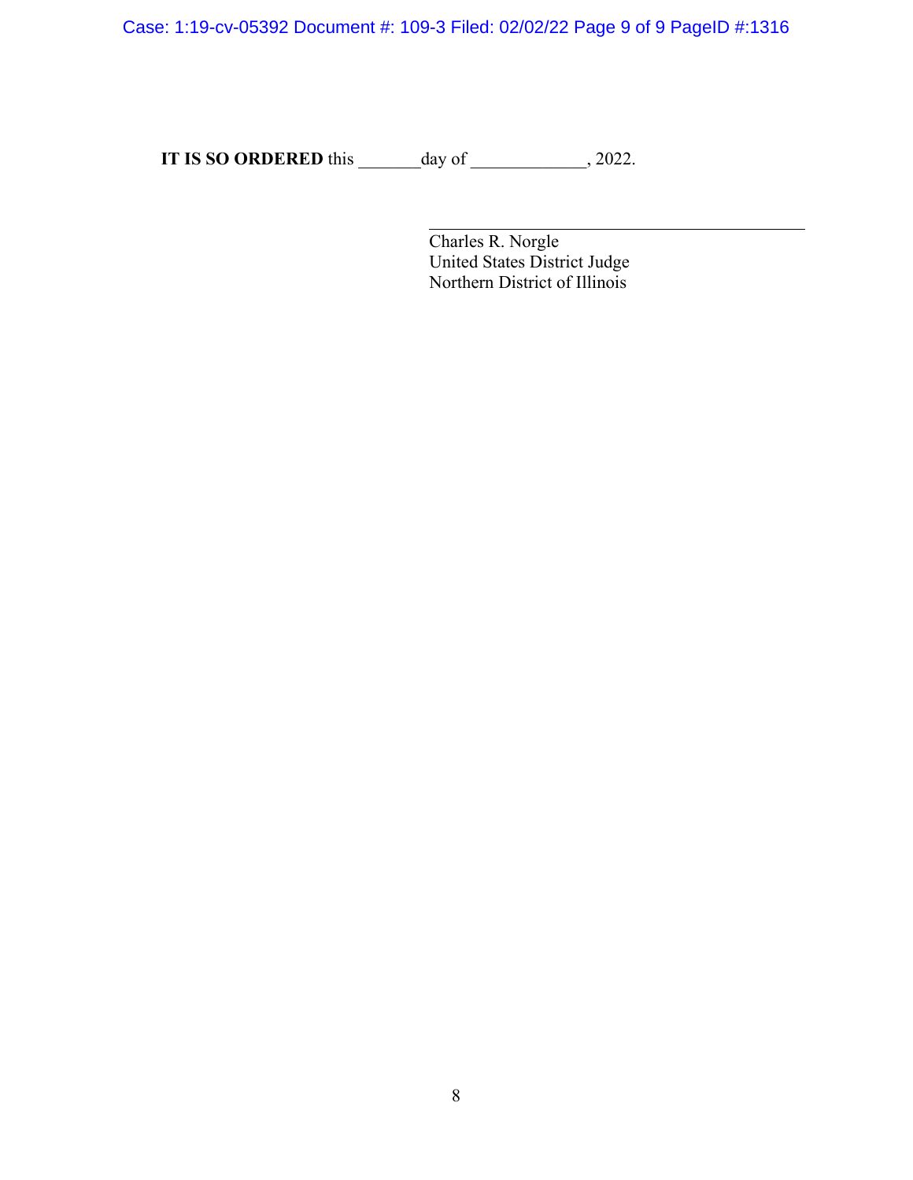**IT IS SO ORDERED** this _______day of ____________, 2022.

_______________________________________

Charles R. Norgle
United States District Judge
Northern District of Illinois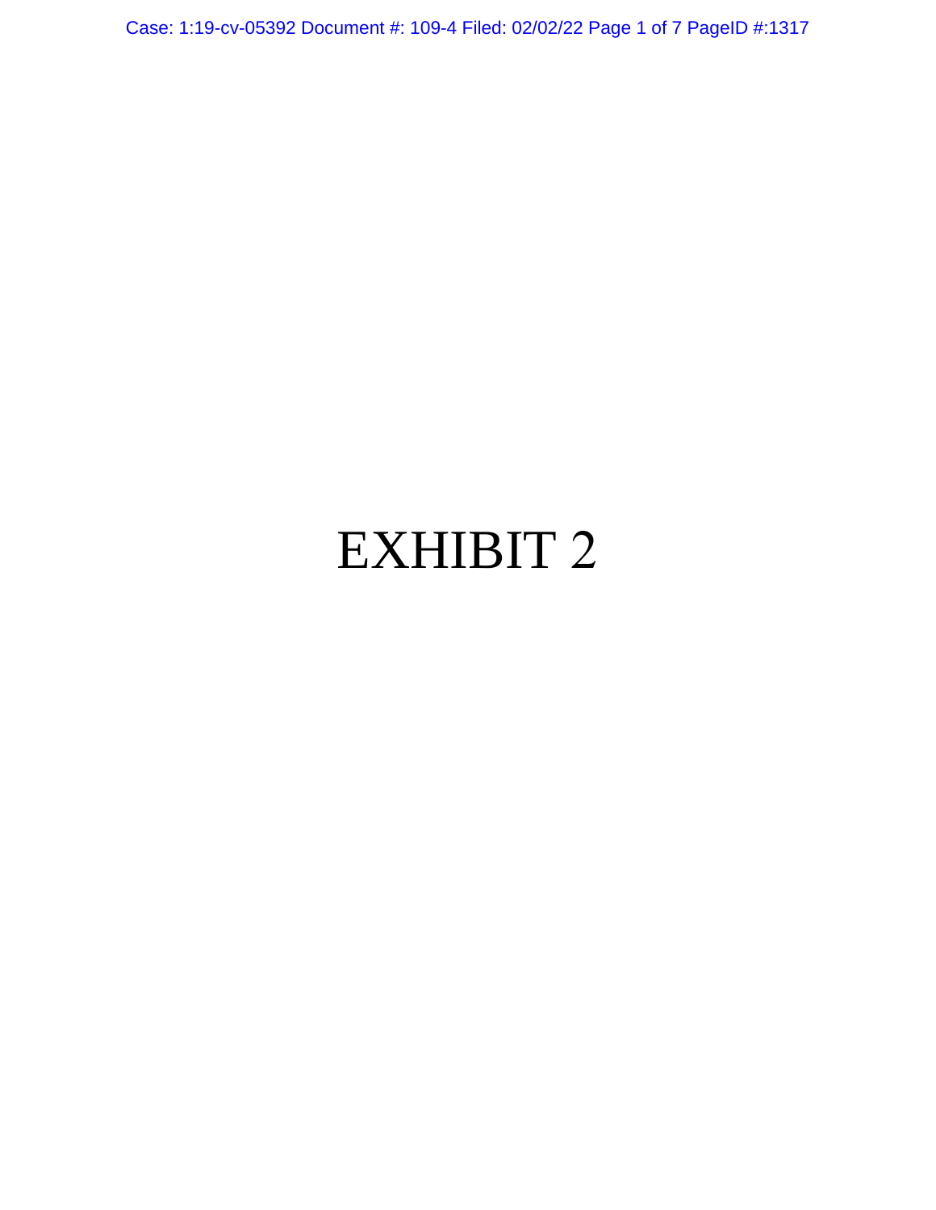# EXHIBIT 2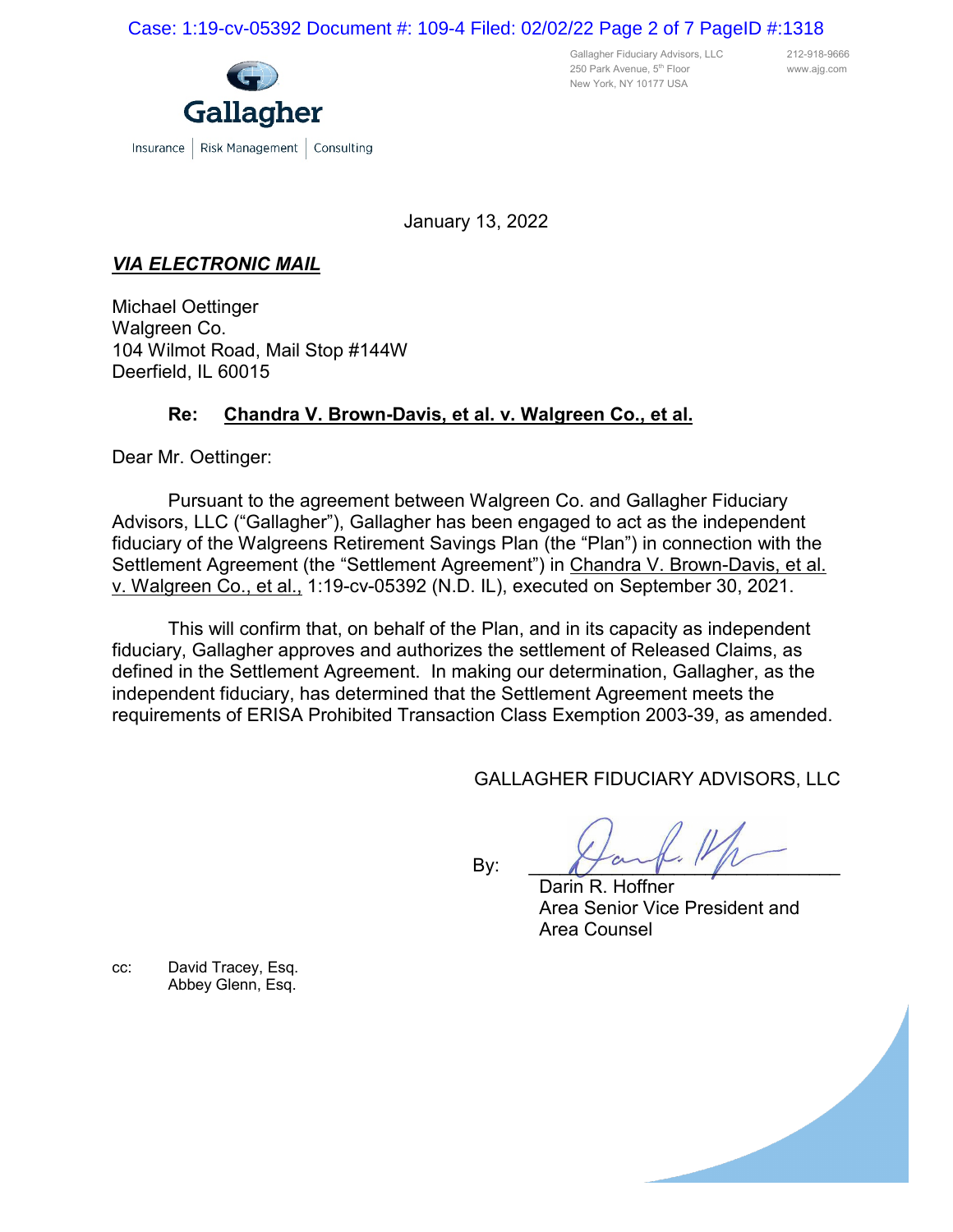Gallagher

Insurance | Risk Management | Consulting

Gallagher Fiduciary Advisors, LLC
250 Park Avenue, 5th Floor
New York, NY 10177 USA

212-918-9666
www.ajg.com

January 13, 2022

***VIA ELECTRONIC MAIL***

Michael Oettinger
Walgreen Co.
104 Wilmot Road, Mail Stop #144W
Deerfield, IL 60015

**Re: Chandra V. Brown-Davis, et al. v. Walgreen Co., et al.**

Dear Mr. Oettinger:

Pursuant to the agreement between Walgreen Co. and Gallagher Fiduciary Advisors, LLC ("Gallagher"), Gallagher has been engaged to act as the independent fiduciary of the Walgreens Retirement Savings Plan (the "Plan") in connection with the Settlement Agreement (the "Settlement Agreement") in Chandra V. Brown-Davis, et al. v. Walgreen Co., et al., 1:19-cv-05392 (N.D. IL), executed on September 30, 2021.

This will confirm that, on behalf of the Plan, and in its capacity as independent fiduciary, Gallagher approves and authorizes the settlement of Released Claims, as defined in the Settlement Agreement. In making our determination, Gallagher, as the independent fiduciary, has determined that the Settlement Agreement meets the requirements of ERISA Prohibited Transaction Class Exemption 2003-39, as amended.

GALLAGHER FIDUCIARY ADVISORS, LLC

By: ______________________________
Darin R. Hoffner
Area Senior Vice President and
Area Counsel

cc: David Tracey, Esq.
Abbey Glenn, Esq.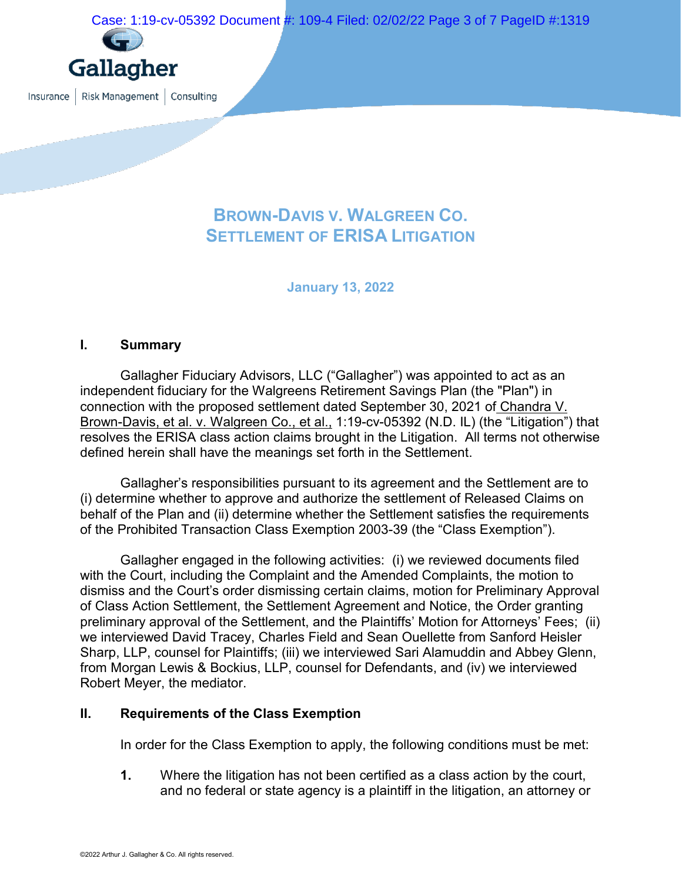# BROWN-DAVIS V. WALGREEN CO.
# SETTLEMENT OF ERISA LITIGATION

**January 13, 2022**

## I. Summary

Gallagher Fiduciary Advisors, LLC ("Gallagher") was appointed to act as an independent fiduciary for the Walgreens Retirement Savings Plan (the "Plan") in connection with the proposed settlement dated September 30, 2021 of Chandra V. Brown-Davis, et al. v. Walgreen Co., et al., 1:19-cv-05392 (N.D. IL) (the "Litigation") that resolves the ERISA class action claims brought in the Litigation. All terms not otherwise defined herein shall have the meanings set forth in the Settlement.

Gallagher's responsibilities pursuant to its agreement and the Settlement are to (i) determine whether to approve and authorize the settlement of Released Claims on behalf of the Plan and (ii) determine whether the Settlement satisfies the requirements of the Prohibited Transaction Class Exemption 2003-39 (the "Class Exemption").

Gallagher engaged in the following activities: (i) we reviewed documents filed with the Court, including the Complaint and the Amended Complaints, the motion to dismiss and the Court's order dismissing certain claims, motion for Preliminary Approval of Class Action Settlement, the Settlement Agreement and Notice, the Order granting preliminary approval of the Settlement, and the Plaintiffs' Motion for Attorneys' Fees; (ii) we interviewed David Tracey, Charles Field and Sean Ouellette from Sanford Heisler Sharp, LLP, counsel for Plaintiffs; (iii) we interviewed Sari Alamuddin and Abbey Glenn, from Morgan Lewis & Bockius, LLP, counsel for Defendants, and (iv) we interviewed Robert Meyer, the mediator.

## II. Requirements of the Class Exemption

In order for the Class Exemption to apply, the following conditions must be met:

1. Where the litigation has not been certified as a class action by the court, and no federal or state agency is a plaintiff in the litigation, an attorney or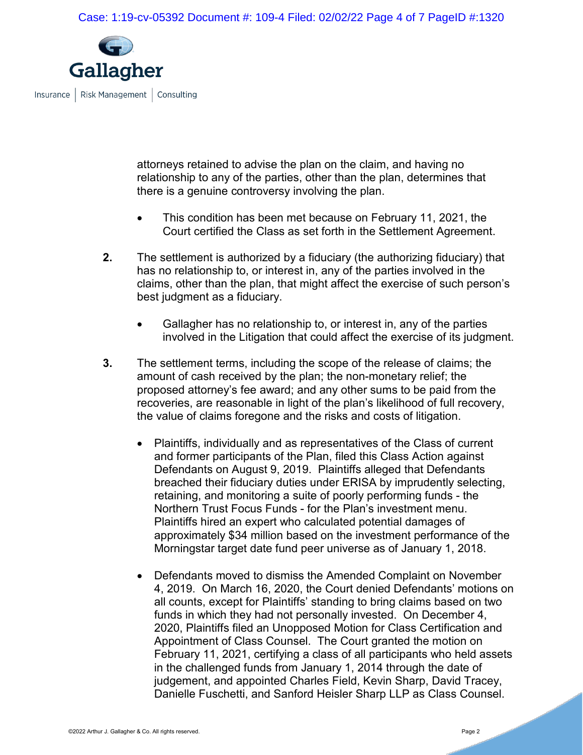attorneys retained to advise the plan on the claim, and having no relationship to any of the parties, other than the plan, determines that there is a genuine controversy involving the plan.

- This condition has been met because on February 11, 2021, the Court certified the Class as set forth in the Settlement Agreement.

**2.** The settlement is authorized by a fiduciary (the authorizing fiduciary) that has no relationship to, or interest in, any of the parties involved in the claims, other than the plan, that might affect the exercise of such person's best judgment as a fiduciary.

- Gallagher has no relationship to, or interest in, any of the parties involved in the Litigation that could affect the exercise of its judgment.

**3.** The settlement terms, including the scope of the release of claims; the amount of cash received by the plan; the non-monetary relief; the proposed attorney's fee award; and any other sums to be paid from the recoveries, are reasonable in light of the plan's likelihood of full recovery, the value of claims foregone and the risks and costs of litigation.

- Plaintiffs, individually and as representatives of the Class of current and former participants of the Plan, filed this Class Action against Defendants on August 9, 2019. Plaintiffs alleged that Defendants breached their fiduciary duties under ERISA by imprudently selecting, retaining, and monitoring a suite of poorly performing funds - the Northern Trust Focus Funds - for the Plan's investment menu. Plaintiffs hired an expert who calculated potential damages of approximately $34 million based on the investment performance of the Morningstar target date fund peer universe as of January 1, 2018.

- Defendants moved to dismiss the Amended Complaint on November 4, 2019. On March 16, 2020, the Court denied Defendants' motions on all counts, except for Plaintiffs' standing to bring claims based on two funds in which they had not personally invested. On December 4, 2020, Plaintiffs filed an Unopposed Motion for Class Certification and Appointment of Class Counsel. The Court granted the motion on February 11, 2021, certifying a class of all participants who held assets in the challenged funds from January 1, 2014 through the date of judgement, and appointed Charles Field, Kevin Sharp, David Tracey, Danielle Fuschetti, and Sanford Heisler Sharp LLP as Class Counsel.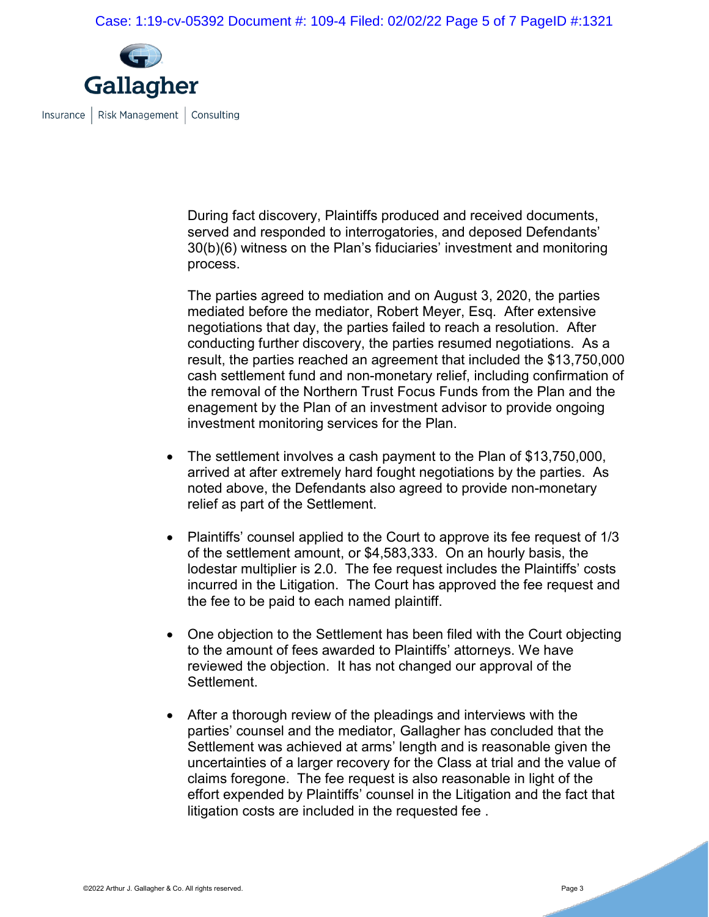During fact discovery, Plaintiffs produced and received documents, served and responded to interrogatories, and deposed Defendants' 30(b)(6) witness on the Plan's fiduciaries' investment and monitoring process.

The parties agreed to mediation and on August 3, 2020, the parties mediated before the mediator, Robert Meyer, Esq. After extensive negotiations that day, the parties failed to reach a resolution. After conducting further discovery, the parties resumed negotiations. As a result, the parties reached an agreement that included the $13,750,000 cash settlement fund and non-monetary relief, including confirmation of the removal of the Northern Trust Focus Funds from the Plan and the enagement by the Plan of an investment advisor to provide ongoing investment monitoring services for the Plan.

- The settlement involves a cash payment to the Plan of $13,750,000, arrived at after extremely hard fought negotiations by the parties. As noted above, the Defendants also agreed to provide non-monetary relief as part of the Settlement.
- Plaintiffs' counsel applied to the Court to approve its fee request of 1/3 of the settlement amount, or $4,583,333. On an hourly basis, the lodestar multiplier is 2.0. The fee request includes the Plaintiffs' costs incurred in the Litigation. The Court has approved the fee request and the fee to be paid to each named plaintiff.
- One objection to the Settlement has been filed with the Court objecting to the amount of fees awarded to Plaintiffs' attorneys. We have reviewed the objection. It has not changed our approval of the Settlement.
- After a thorough review of the pleadings and interviews with the parties' counsel and the mediator, Gallagher has concluded that the Settlement was achieved at arms' length and is reasonable given the uncertainties of a larger recovery for the Class at trial and the value of claims foregone. The fee request is also reasonable in light of the effort expended by Plaintiffs' counsel in the Litigation and the fact that litigation costs are included in the requested fee .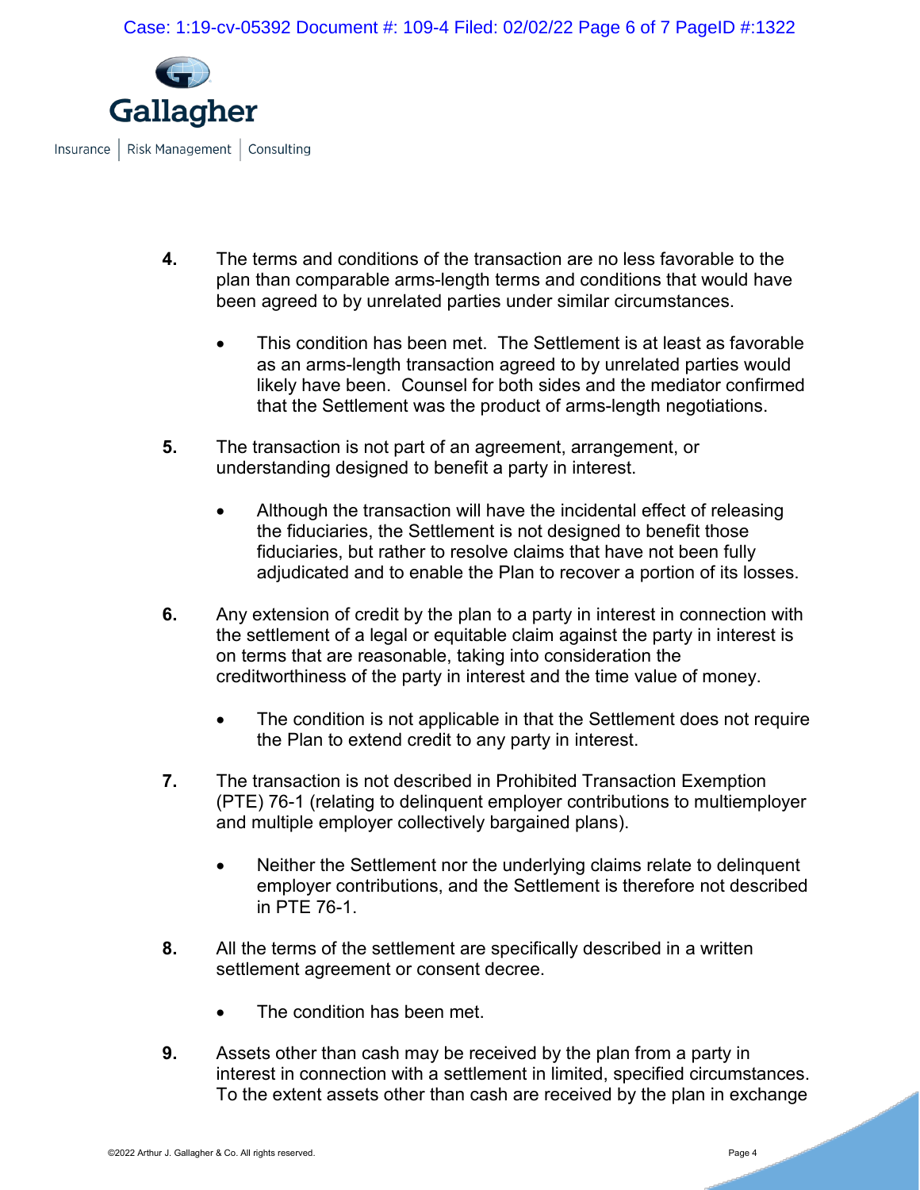**4.** The terms and conditions of the transaction are no less favorable to the plan than comparable arms-length terms and conditions that would have been agreed to by unrelated parties under similar circumstances.

- This condition has been met. The Settlement is at least as favorable as an arms-length transaction agreed to by unrelated parties would likely have been. Counsel for both sides and the mediator confirmed that the Settlement was the product of arms-length negotiations.

**5.** The transaction is not part of an agreement, arrangement, or understanding designed to benefit a party in interest.

- Although the transaction will have the incidental effect of releasing the fiduciaries, the Settlement is not designed to benefit those fiduciaries, but rather to resolve claims that have not been fully adjudicated and to enable the Plan to recover a portion of its losses.

**6.** Any extension of credit by the plan to a party in interest in connection with the settlement of a legal or equitable claim against the party in interest is on terms that are reasonable, taking into consideration the creditworthiness of the party in interest and the time value of money.

- The condition is not applicable in that the Settlement does not require the Plan to extend credit to any party in interest.

**7.** The transaction is not described in Prohibited Transaction Exemption (PTE) 76-1 (relating to delinquent employer contributions to multiemployer and multiple employer collectively bargained plans).

- Neither the Settlement nor the underlying claims relate to delinquent employer contributions, and the Settlement is therefore not described in PTE 76-1.

**8.** All the terms of the settlement are specifically described in a written settlement agreement or consent decree.

- The condition has been met.

**9.** Assets other than cash may be received by the plan from a party in interest in connection with a settlement in limited, specified circumstances. To the extent assets other than cash are received by the plan in exchange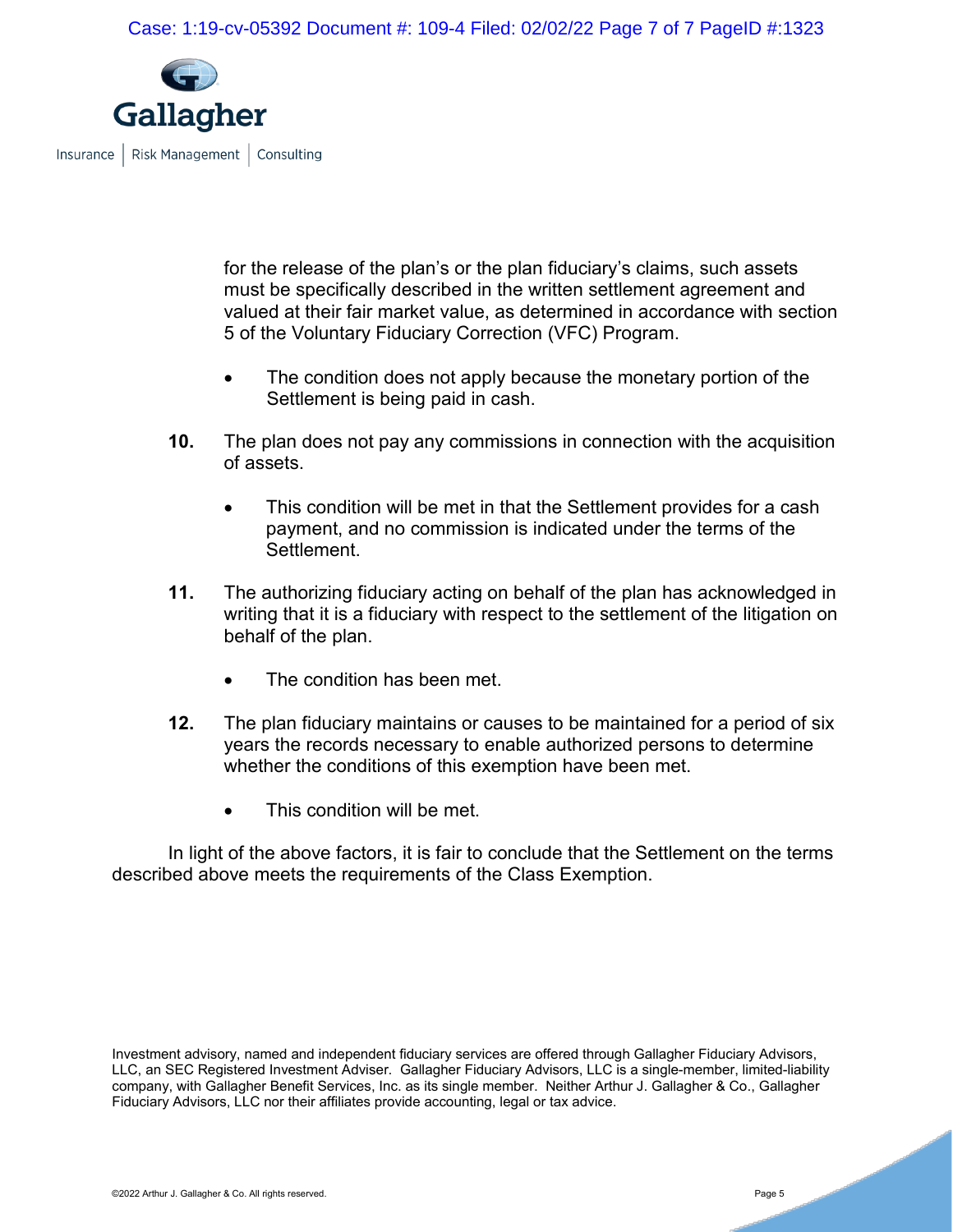for the release of the plan's or the plan fiduciary's claims, such assets must be specifically described in the written settlement agreement and valued at their fair market value, as determined in accordance with section 5 of the Voluntary Fiduciary Correction (VFC) Program.

- The condition does not apply because the monetary portion of the Settlement is being paid in cash.

**10.** The plan does not pay any commissions in connection with the acquisition of assets.

- This condition will be met in that the Settlement provides for a cash payment, and no commission is indicated under the terms of the Settlement.

**11.** The authorizing fiduciary acting on behalf of the plan has acknowledged in writing that it is a fiduciary with respect to the settlement of the litigation on behalf of the plan.

- The condition has been met.

**12.** The plan fiduciary maintains or causes to be maintained for a period of six years the records necessary to enable authorized persons to determine whether the conditions of this exemption have been met.

- This condition will be met.

In light of the above factors, it is fair to conclude that the Settlement on the terms described above meets the requirements of the Class Exemption.

Investment advisory, named and independent fiduciary services are offered through Gallagher Fiduciary Advisors, LLC, an SEC Registered Investment Adviser. Gallagher Fiduciary Advisors, LLC is a single-member, limited-liability company, with Gallagher Benefit Services, Inc. as its single member. Neither Arthur J. Gallagher & Co., Gallagher Fiduciary Advisors, LLC nor their affiliates provide accounting, legal or tax advice.